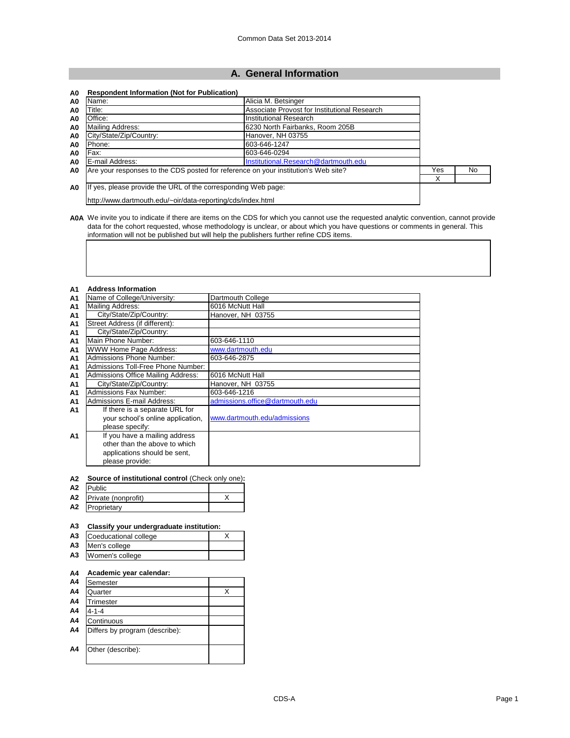# A. General Information

**A0 Respondent Information (Not for Publication)**

| | | |
|---|---|---|
| A0 | Name: | Alicia M. Betsinger |
| A0 | Title: | Associate Provost for Institutional Research |
| A0 | Office: | Institutional Research |
| A0 | Mailing Address: | 6230 North Fairbanks, Room 205B |
| A0 | City/State/Zip/Country: | Hanover, NH 03755 |
| A0 | Phone: | 603-646-1247 |
| A0 | Fax: | 603-646-0294 |
| A0 | E-mail Address: | Institutional.Research@dartmouth.edu |

| | | Yes | No |
|---|---|---|---|
| A0 | Are your responses to the CDS posted for reference on your institution's Web site? | X | |

A0 If yes, please provide the URL of the corresponding Web page:

http://www.dartmouth.edu/~oir/data-reporting/cds/index.html

**A0A** We invite you to indicate if there are items on the CDS for which you cannot use the requested analytic convention, cannot provide data for the cohort requested, whose methodology is unclear, or about which you have questions or comments in general. This information will not be published but will help the publishers further refine CDS items.

**A1 Address Information**

| | | |
|---|---|---|
| A1 | Name of College/University: | Dartmouth College |
| A1 | Mailing Address: | 6016 McNutt Hall |
| A1 | City/State/Zip/Country: | Hanover, NH 03755 |
| A1 | Street Address (if different): | |
| A1 | City/State/Zip/Country: | |
| A1 | Main Phone Number: | 603-646-1110 |
| A1 | WWW Home Page Address: | www.dartmouth.edu |
| A1 | Admissions Phone Number: | 603-646-2875 |
| A1 | Admissions Toll-Free Phone Number: | |
| A1 | Admissions Office Mailing Address: | 6016 McNutt Hall |
| A1 | City/State/Zip/Country: | Hanover, NH 03755 |
| A1 | Admissions Fax Number: | 603-646-1216 |
| A1 | Admissions E-mail Address: | admissions.office@dartmouth.edu |
| A1 | If there is a separate URL for your school's online application, please specify: | www.dartmouth.edu/admissions |
| A1 | If you have a mailing address other than the above to which applications should be sent, please provide: | |

**A2 Source of institutional control** (Check only one)**:**

| | | |
|---|---|---|
| A2 | Public | |
| A2 | Private (nonprofit) | X |
| A2 | Proprietary | |

**A3 Classify your undergraduate institution:**

| | | |
|---|---|---|
| A3 | Coeducational college | X |
| A3 | Men's college | |
| A3 | Women's college | |

**A4 Academic year calendar:**

| | | |
|---|---|---|
| A4 | Semester | |
| A4 | Quarter | X |
| A4 | Trimester | |
| A4 | 4-1-4 | |
| A4 | Continuous | |
| A4 | Differs by program (describe): | |
| A4 | Other (describe): | |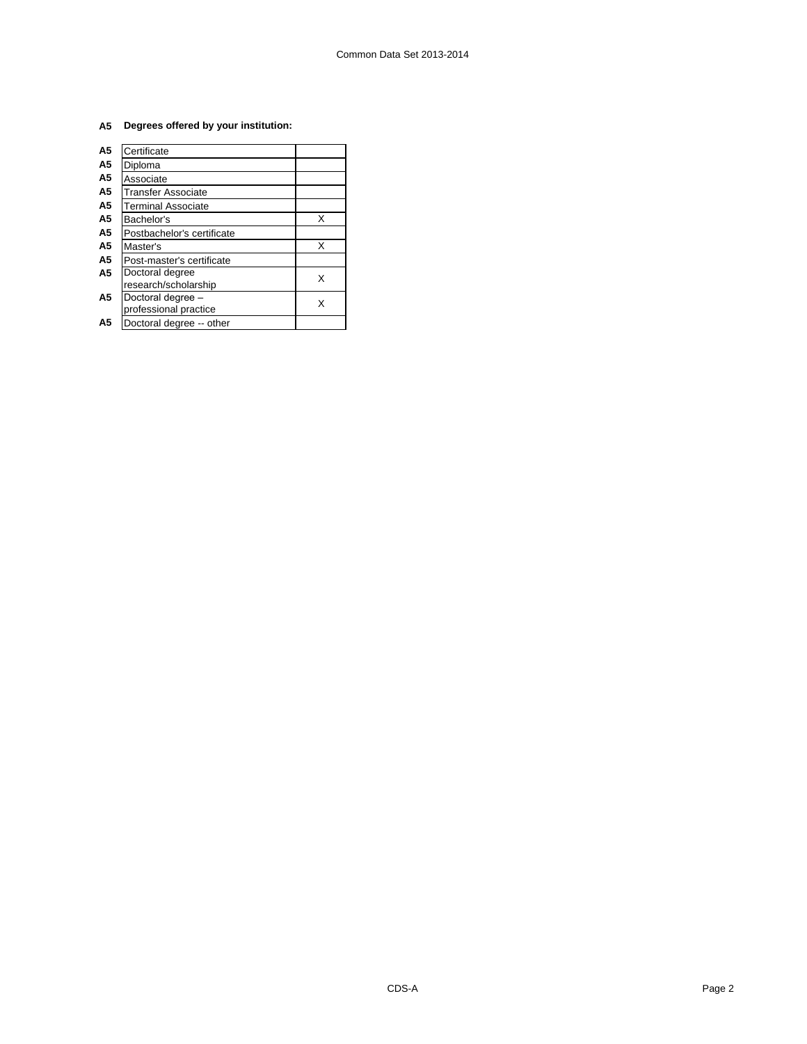**A5 Degrees offered by your institution:**

| | | |
|---|---|---|
| A5 | Certificate | |
| A5 | Diploma | |
| A5 | Associate | |
| A5 | Transfer Associate | |
| A5 | Terminal Associate | |
| A5 | Bachelor's | X |
| A5 | Postbachelor's certificate | |
| A5 | Master's | X |
| A5 | Post-master's certificate | |
| A5 | Doctoral degree research/scholarship | X |
| A5 | Doctoral degree – professional practice | X |
| A5 | Doctoral degree -- other | |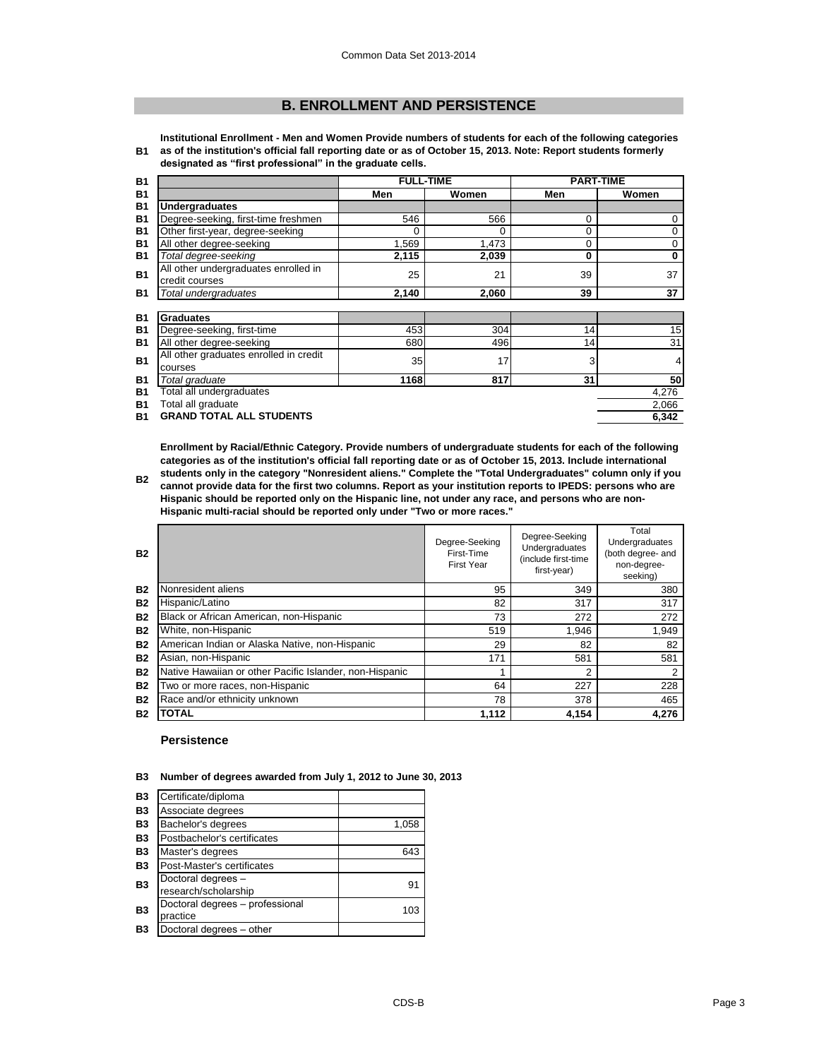## B. ENROLLMENT AND PERSISTENCE

**B1** **Institutional Enrollment - Men and Women Provide numbers of students for each of the following categories as of the institution's official fall reporting date or as of October 15, 2013. Note: Report students formerly designated as "first professional" in the graduate cells.**

| | FULL-TIME | | PART-TIME | |
|---|---|---|---|---|
| | Men | Women | Men | Women |
| **Undergraduates** | | | | |
| Degree-seeking, first-time freshmen | 546 | 566 | 0 | 0 |
| Other first-year, degree-seeking | 0 | 0 | 0 | 0 |
| All other degree-seeking | 1,569 | 1,473 | 0 | 0 |
| *Total degree-seeking* | **2,115** | **2,039** | **0** | **0** |
| All other undergraduates enrolled in credit courses | 25 | 21 | 39 | 37 |
| *Total undergraduates* | **2,140** | **2,060** | **39** | **37** |
| **Graduates** | | | | |
| Degree-seeking, first-time | 453 | 304 | 14 | 15 |
| All other degree-seeking | 680 | 496 | 14 | 31 |
| All other graduates enrolled in credit courses | 35 | 17 | 3 | 4 |
| *Total graduate* | **1168** | **817** | **31** | **50** |
| Total all undergraduates | | | | 4,276 |
| Total all graduate | | | | 2,066 |
| **GRAND TOTAL ALL STUDENTS** | | | | **6,342** |

**B2** **Enrollment by Racial/Ethnic Category. Provide numbers of undergraduate students for each of the following categories as of the institution's official fall reporting date or as of October 15, 2013. Include international students only in the category "Nonresident aliens." Complete the "Total Undergraduates" column only if you cannot provide data for the first two columns. Report as your institution reports to IPEDS: persons who are Hispanic should be reported only on the Hispanic line, not under any race, and persons who are non-Hispanic multi-racial should be reported only under "Two or more races."**

| | Degree-Seeking First-Time First Year | Degree-Seeking Undergraduates (include first-time first-year) | Total Undergraduates (both degree- and non-degree-seeking) |
|---|---|---|---|
| Nonresident aliens | 95 | 349 | 380 |
| Hispanic/Latino | 82 | 317 | 317 |
| Black or African American, non-Hispanic | 73 | 272 | 272 |
| White, non-Hispanic | 519 | 1,946 | 1,949 |
| American Indian or Alaska Native, non-Hispanic | 29 | 82 | 82 |
| Asian, non-Hispanic | 171 | 581 | 581 |
| Native Hawaiian or other Pacific Islander, non-Hispanic | 1 | 2 | 2 |
| Two or more races, non-Hispanic | 64 | 227 | 228 |
| Race and/or ethnicity unknown | 78 | 378 | 465 |
| **TOTAL** | **1,112** | **4,154** | **4,276** |

### Persistence

**B3** **Number of degrees awarded from July 1, 2012 to June 30, 2013**

| | |
|---|---|
| Certificate/diploma | |
| Associate degrees | |
| Bachelor's degrees | 1,058 |
| Postbachelor's certificates | |
| Master's degrees | 643 |
| Post-Master's certificates | |
| Doctoral degrees – research/scholarship | 91 |
| Doctoral degrees – professional practice | 103 |
| Doctoral degrees – other | |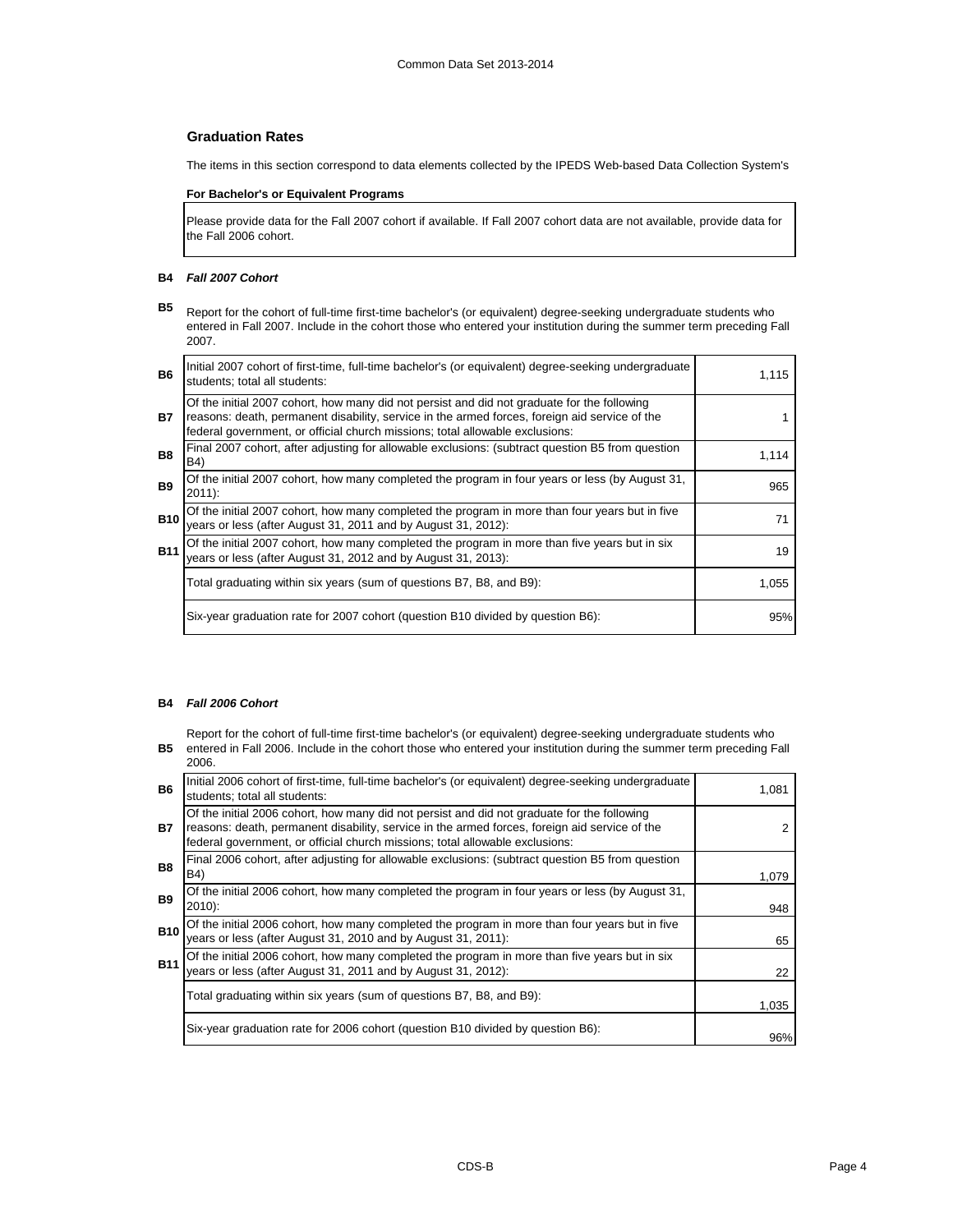## Graduation Rates

The items in this section correspond to data elements collected by the IPEDS Web-based Data Collection System's

**For Bachelor's or Equivalent Programs**

Please provide data for the Fall 2007 cohort if available. If Fall 2007 cohort data are not available, provide data for the Fall 2006 cohort.

**B4** ***Fall 2007 Cohort***

**B5** Report for the cohort of full-time first-time bachelor's (or equivalent) degree-seeking undergraduate students who entered in Fall 2007. Include in the cohort those who entered your institution during the summer term preceding Fall 2007.

| | | |
|---|---|---|
| **B6** | Initial 2007 cohort of first-time, full-time bachelor's (or equivalent) degree-seeking undergraduate students; total all students: | 1,115 |
| **B7** | Of the initial 2007 cohort, how many did not persist and did not graduate for the following reasons: death, permanent disability, service in the armed forces, foreign aid service of the federal government, or official church missions; total allowable exclusions: | 1 |
| **B8** | Final 2007 cohort, after adjusting for allowable exclusions: (subtract question B5 from question B4) | 1,114 |
| **B9** | Of the initial 2007 cohort, how many completed the program in four years or less (by August 31, 2011): | 965 |
| **B10** | Of the initial 2007 cohort, how many completed the program in more than four years but in five years or less (after August 31, 2011 and by August 31, 2012): | 71 |
| **B11** | Of the initial 2007 cohort, how many completed the program in more than five years but in six years or less (after August 31, 2012 and by August 31, 2013): | 19 |
| | Total graduating within six years (sum of questions B7, B8, and B9): | 1,055 |
| | Six-year graduation rate for 2007 cohort (question B10 divided by question B6): | 95% |

**B4** ***Fall 2006 Cohort***

**B5** Report for the cohort of full-time first-time bachelor's (or equivalent) degree-seeking undergraduate students who entered in Fall 2006. Include in the cohort those who entered your institution during the summer term preceding Fall 2006.

| | | |
|---|---|---|
| **B6** | Initial 2006 cohort of first-time, full-time bachelor's (or equivalent) degree-seeking undergraduate students; total all students: | 1,081 |
| **B7** | Of the initial 2006 cohort, how many did not persist and did not graduate for the following reasons: death, permanent disability, service in the armed forces, foreign aid service of the federal government, or official church missions; total allowable exclusions: | 2 |
| **B8** | Final 2006 cohort, after adjusting for allowable exclusions: (subtract question B5 from question B4) | 1,079 |
| **B9** | Of the initial 2006 cohort, how many completed the program in four years or less (by August 31, 2010): | 948 |
| **B10** | Of the initial 2006 cohort, how many completed the program in more than four years but in five years or less (after August 31, 2010 and by August 31, 2011): | 65 |
| **B11** | Of the initial 2006 cohort, how many completed the program in more than five years but in six years or less (after August 31, 2011 and by August 31, 2012): | 22 |
| | Total graduating within six years (sum of questions B7, B8, and B9): | 1,035 |
| | Six-year graduation rate for 2006 cohort (question B10 divided by question B6): | 96% |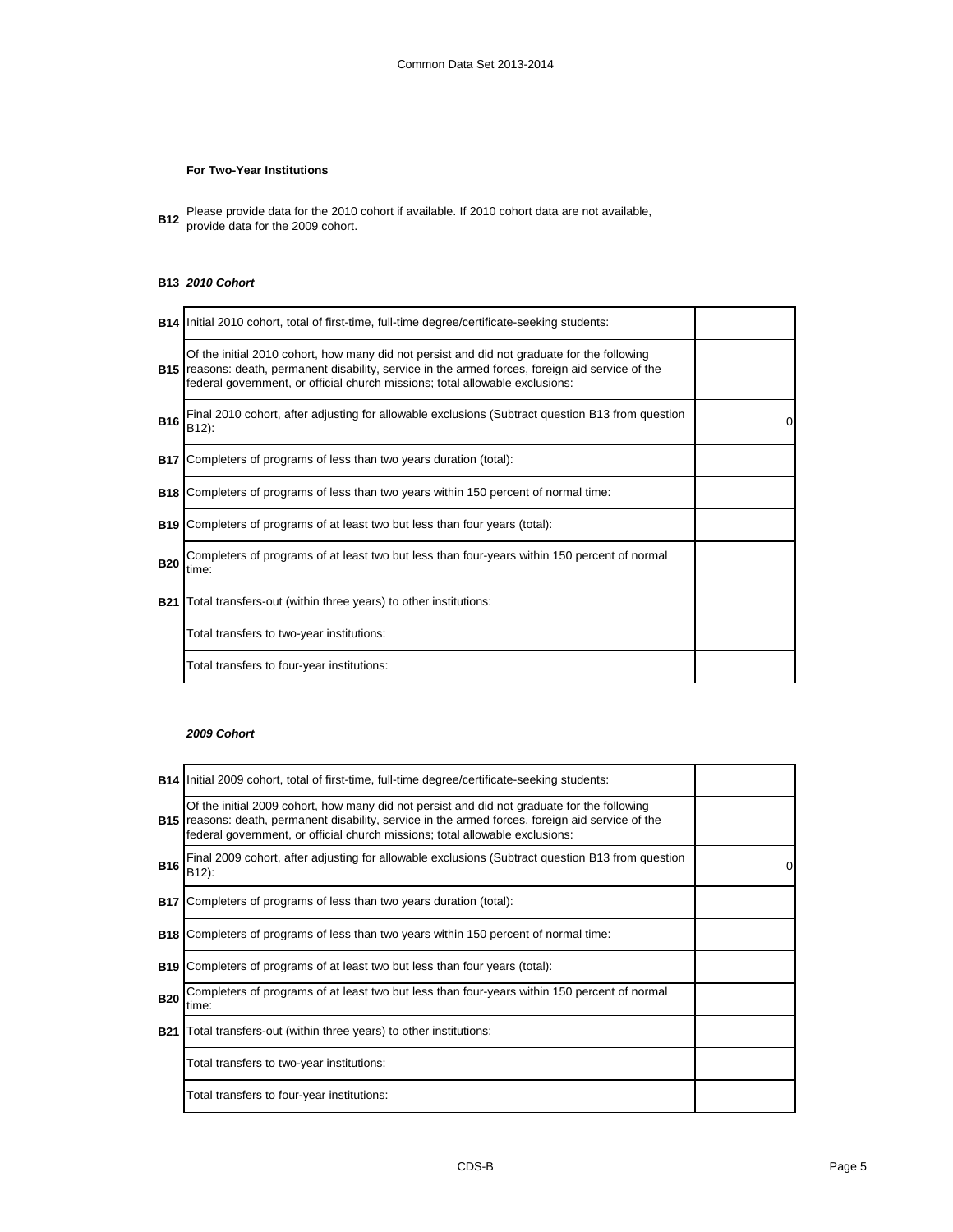### For Two-Year Institutions

**B12** Please provide data for the 2010 cohort if available. If 2010 cohort data are not available, provide data for the 2009 cohort.

**B13** ***2010 Cohort***

| | | |
|---|---|---|
| **B14** | Initial 2010 cohort, total of first-time, full-time degree/certificate-seeking students: | |
| **B15** | Of the initial 2010 cohort, how many did not persist and did not graduate for the following reasons: death, permanent disability, service in the armed forces, foreign aid service of the federal government, or official church missions; total allowable exclusions: | |
| **B16** | Final 2010 cohort, after adjusting for allowable exclusions (Subtract question B13 from question B12): | 0 |
| **B17** | Completers of programs of less than two years duration (total): | |
| **B18** | Completers of programs of less than two years within 150 percent of normal time: | |
| **B19** | Completers of programs of at least two but less than four years (total): | |
| **B20** | Completers of programs of at least two but less than four-years within 150 percent of normal time: | |
| **B21** | Total transfers-out (within three years) to other institutions: | |
| | Total transfers to two-year institutions: | |
| | Total transfers to four-year institutions: | |

***2009 Cohort***

| | | |
|---|---|---|
| **B14** | Initial 2009 cohort, total of first-time, full-time degree/certificate-seeking students: | |
| **B15** | Of the initial 2009 cohort, how many did not persist and did not graduate for the following reasons: death, permanent disability, service in the armed forces, foreign aid service of the federal government, or official church missions; total allowable exclusions: | |
| **B16** | Final 2009 cohort, after adjusting for allowable exclusions (Subtract question B13 from question B12): | 0 |
| **B17** | Completers of programs of less than two years duration (total): | |
| **B18** | Completers of programs of less than two years within 150 percent of normal time: | |
| **B19** | Completers of programs of at least two but less than four years (total): | |
| **B20** | Completers of programs of at least two but less than four-years within 150 percent of normal time: | |
| **B21** | Total transfers-out (within three years) to other institutions: | |
| | Total transfers to two-year institutions: | |
| | Total transfers to four-year institutions: | |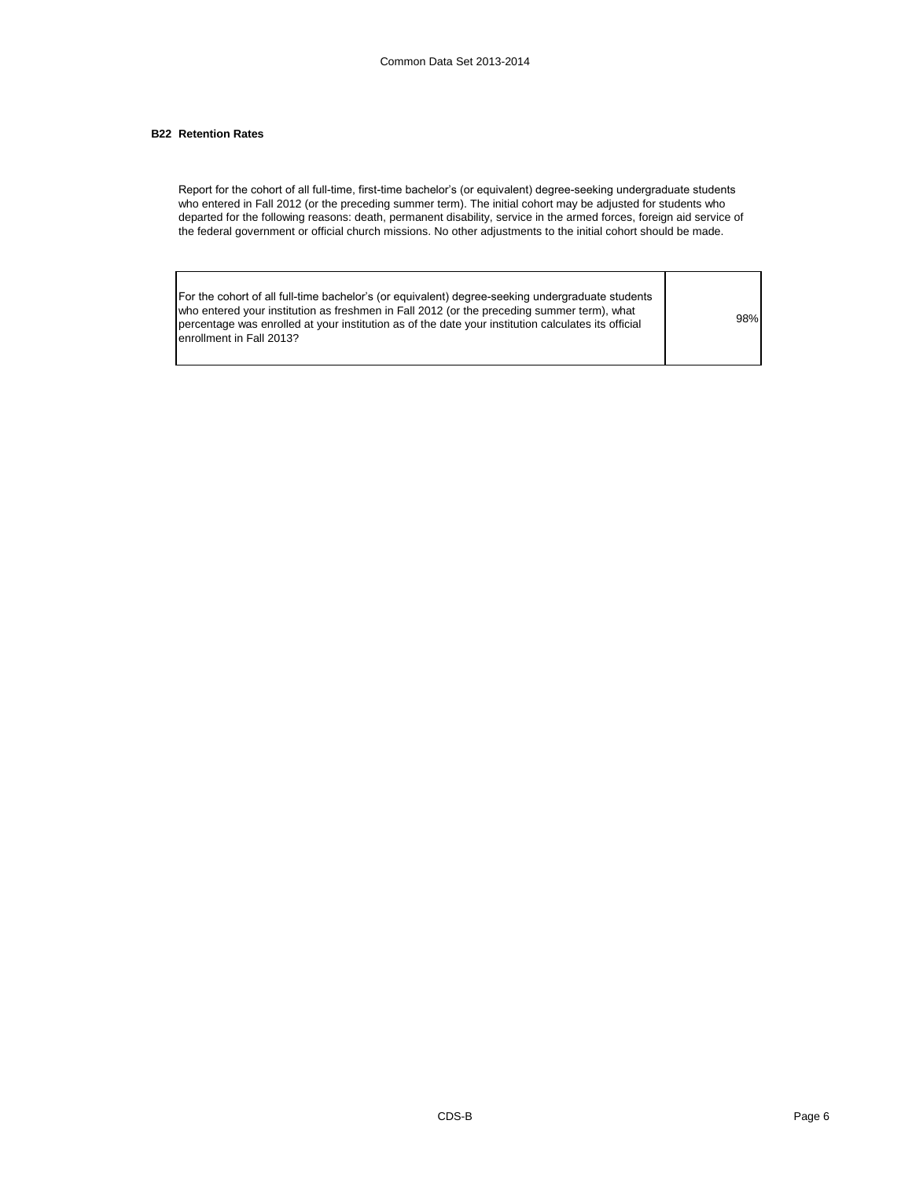## B22 Retention Rates

Report for the cohort of all full-time, first-time bachelor's (or equivalent) degree-seeking undergraduate students who entered in Fall 2012 (or the preceding summer term). The initial cohort may be adjusted for students who departed for the following reasons: death, permanent disability, service in the armed forces, foreign aid service of the federal government or official church missions. No other adjustments to the initial cohort should be made.

| | |
|---|---|
| For the cohort of all full-time bachelor's (or equivalent) degree-seeking undergraduate students who entered your institution as freshmen in Fall 2012 (or the preceding summer term), what percentage was enrolled at your institution as of the date your institution calculates its official enrollment in Fall 2013? | 98% |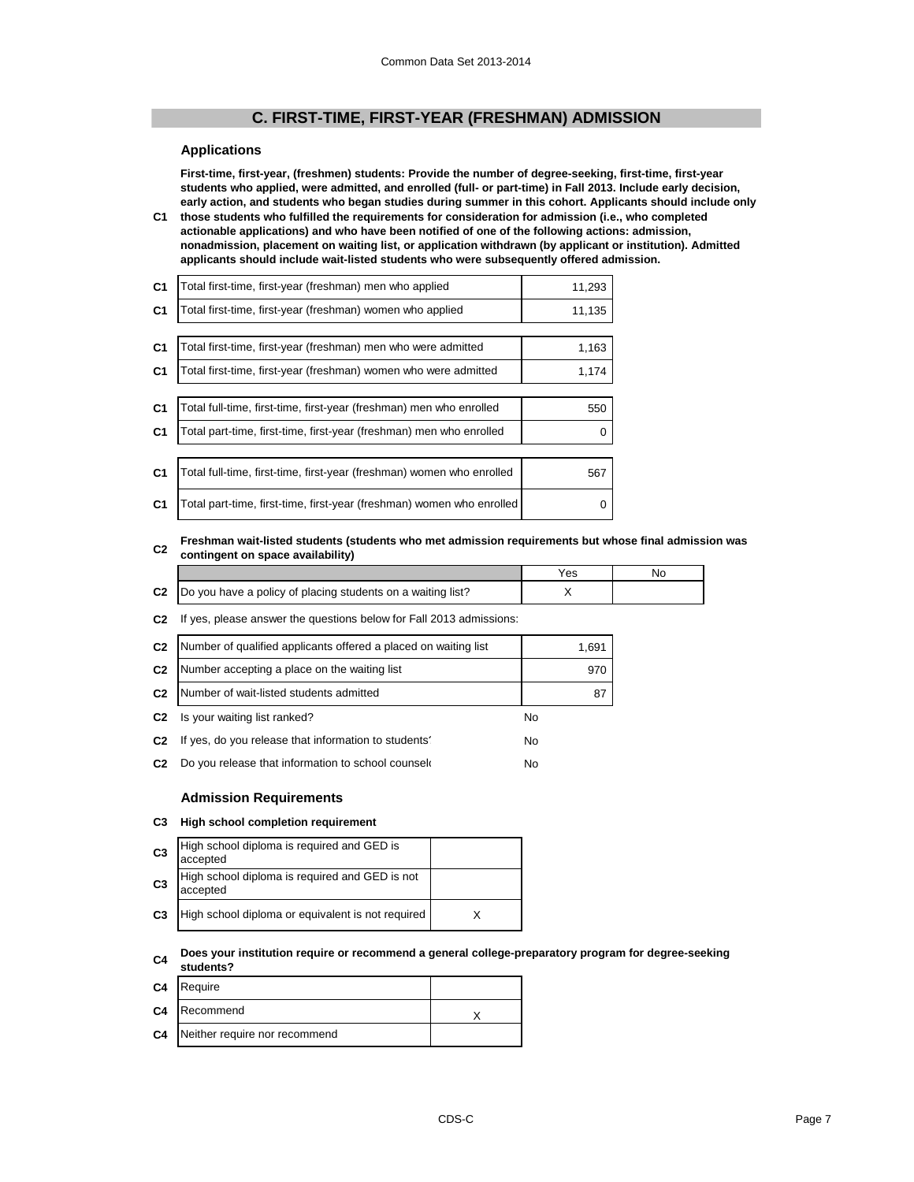## C. FIRST-TIME, FIRST-YEAR (FRESHMAN) ADMISSION

### Applications

**C1** **First-time, first-year, (freshmen) students: Provide the number of degree-seeking, first-time, first-year students who applied, were admitted, and enrolled (full- or part-time) in Fall 2013. Include early decision, early action, and students who began studies during summer in this cohort. Applicants should include only those students who fulfilled the requirements for consideration for admission (i.e., who completed actionable applications) and who have been notified of one of the following actions: admission, nonadmission, placement on waiting list, or application withdrawn (by applicant or institution). Admitted applicants should include wait-listed students who were subsequently offered admission.**

| | | |
|---|---|---|
| C1 | Total first-time, first-year (freshman) men who applied | 11,293 |
| C1 | Total first-time, first-year (freshman) women who applied | 11,135 |
| C1 | Total first-time, first-year (freshman) men who were admitted | 1,163 |
| C1 | Total first-time, first-year (freshman) women who were admitted | 1,174 |
| C1 | Total full-time, first-time, first-year (freshman) men who enrolled | 550 |
| C1 | Total part-time, first-time, first-year (freshman) men who enrolled | 0 |
| C1 | Total full-time, first-time, first-year (freshman) women who enrolled | 567 |
| C1 | Total part-time, first-time, first-year (freshman) women who enrolled | 0 |

**C2** **Freshman wait-listed students (students who met admission requirements but whose final admission was contingent on space availability)**

| | | Yes | No |
|---|---|---|---|
| C2 | Do you have a policy of placing students on a waiting list? | X | |

**C2** If yes, please answer the questions below for Fall 2013 admissions:

| | | |
|---|---|---|
| C2 | Number of qualified applicants offered a placed on waiting list | 1,691 |
| C2 | Number accepting a place on the waiting list | 970 |
| C2 | Number of wait-listed students admitted | 87 |
| C2 | Is your waiting list ranked? | No |
| C2 | If yes, do you release that information to students' | No |
| C2 | Do you release that information to school counselo | No |

### Admission Requirements

**C3** **High school completion requirement**

| | | |
|---|---|---|
| C3 | High school diploma is required and GED is accepted | |
| C3 | High school diploma is required and GED is not accepted | |
| C3 | High school diploma or equivalent is not required | X |

**C4** **Does your institution require or recommend a general college-preparatory program for degree-seeking students?**

| | | |
|---|---|---|
| C4 | Require | |
| C4 | Recommend | X |
| C4 | Neither require nor recommend | |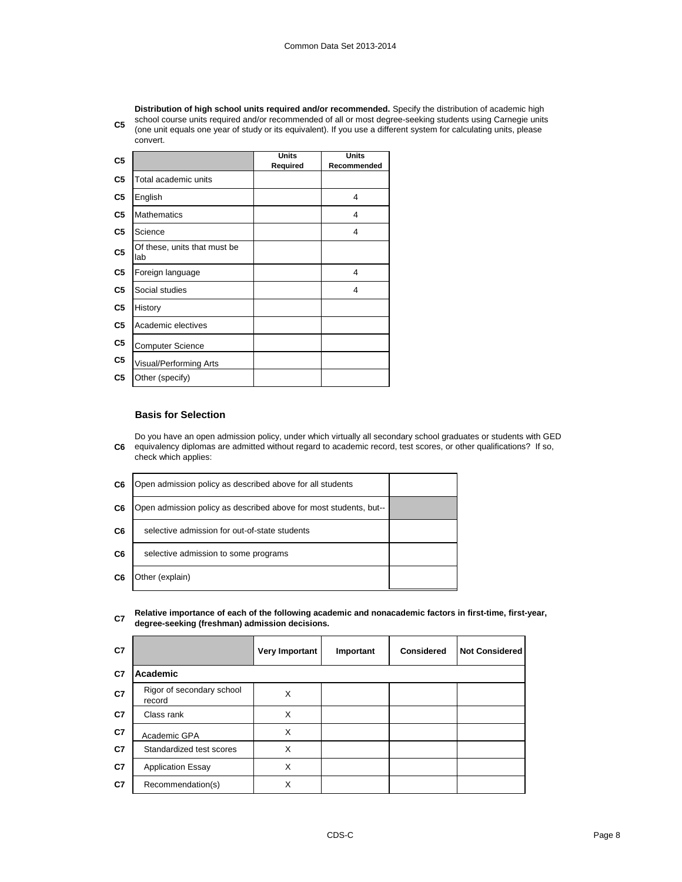**C5** **Distribution of high school units required and/or recommended.** Specify the distribution of academic high school course units required and/or recommended of all or most degree-seeking students using Carnegie units (one unit equals one year of study or its equivalent). If you use a different system for calculating units, please convert.

| | | Units Required | Units Recommended |
|---|---|---|---|
| C5 | Total academic units | | |
| C5 | English | | 4 |
| C5 | Mathematics | | 4 |
| C5 | Science | | 4 |
| C5 | Of these, units that must be lab | | |
| C5 | Foreign language | | 4 |
| C5 | Social studies | | 4 |
| C5 | History | | |
| C5 | Academic electives | | |
| C5 | Computer Science | | |
| C5 | Visual/Performing Arts | | |
| C5 | Other (specify) | | |

### Basis for Selection

**C6** Do you have an open admission policy, under which virtually all secondary school graduates or students with GED equivalency diplomas are admitted without regard to academic record, test scores, or other qualifications? If so, check which applies:

| | | |
|---|---|---|
| C6 | Open admission policy as described above for all students | |
| C6 | Open admission policy as described above for most students, but-- | |
| C6 | selective admission for out-of-state students | |
| C6 | selective admission to some programs | |
| C6 | Other (explain) | |

**C7** **Relative importance of each of the following academic and nonacademic factors in first-time, first-year, degree-seeking (freshman) admission decisions.**

| | | Very Important | Important | Considered | Not Considered |
|---|---|---|---|---|---|
| C7 | **Academic** | | | | |
| C7 | Rigor of secondary school record | X | | | |
| C7 | Class rank | X | | | |
| C7 | Academic GPA | X | | | |
| C7 | Standardized test scores | X | | | |
| C7 | Application Essay | X | | | |
| C7 | Recommendation(s) | X | | | |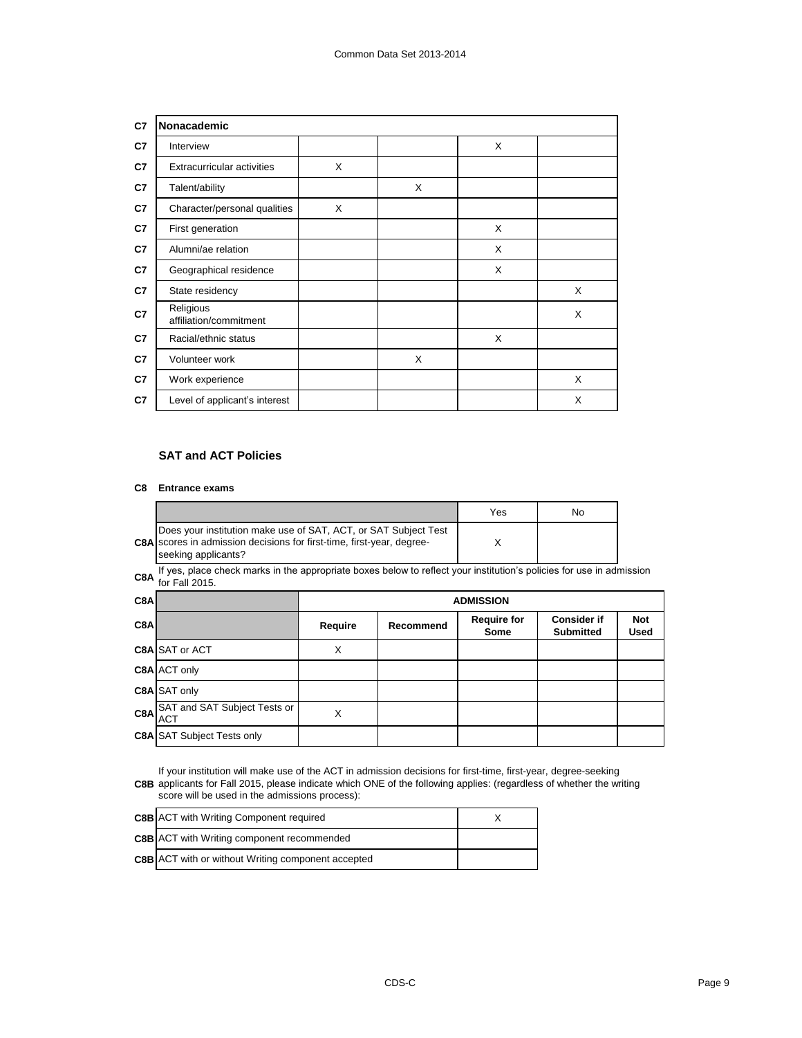| C7 | Nonacademic | | | | |
|---|---|---|---|---|---|
| C7 | Interview | | | X | |
| C7 | Extracurricular activities | X | | | |
| C7 | Talent/ability | | X | | |
| C7 | Character/personal qualities | X | | | |
| C7 | First generation | | | X | |
| C7 | Alumni/ae relation | | | X | |
| C7 | Geographical residence | | | X | |
| C7 | State residency | | | | X |
| C7 | Religious affiliation/commitment | | | | X |
| C7 | Racial/ethnic status | | | X | |
| C7 | Volunteer work | | X | | |
| C7 | Work experience | | | | X |
| C7 | Level of applicant's interest | | | | X |

### SAT and ACT Policies

**C8 Entrance exams**

| | | Yes | No |
|---|---|---|---|
| C8A | Does your institution make use of SAT, ACT, or SAT Subject Test scores in admission decisions for first-time, first-year, degree-seeking applicants? | X | |

C8A If yes, place check marks in the appropriate boxes below to reflect your institution's policies for use in admission for Fall 2015.

| C8A | | ADMISSION | | | | |
|---|---|---|---|---|---|---|
| C8A | | **Require** | **Recommend** | **Require for Some** | **Consider if Submitted** | **Not Used** |
| C8A | SAT or ACT | X | | | | |
| C8A | ACT only | | | | | |
| C8A | SAT only | | | | | |
| C8A | SAT and SAT Subject Tests or ACT | X | | | | |
| C8A | SAT Subject Tests only | | | | | |

C8B If your institution will make use of the ACT in admission decisions for first-time, first-year, degree-seeking applicants for Fall 2015, please indicate which ONE of the following applies: (regardless of whether the writing score will be used in the admissions process):

| | | |
|---|---|---|
| C8B | ACT with Writing Component required | X |
| C8B | ACT with Writing component recommended | |
| C8B | ACT with or without Writing component accepted | |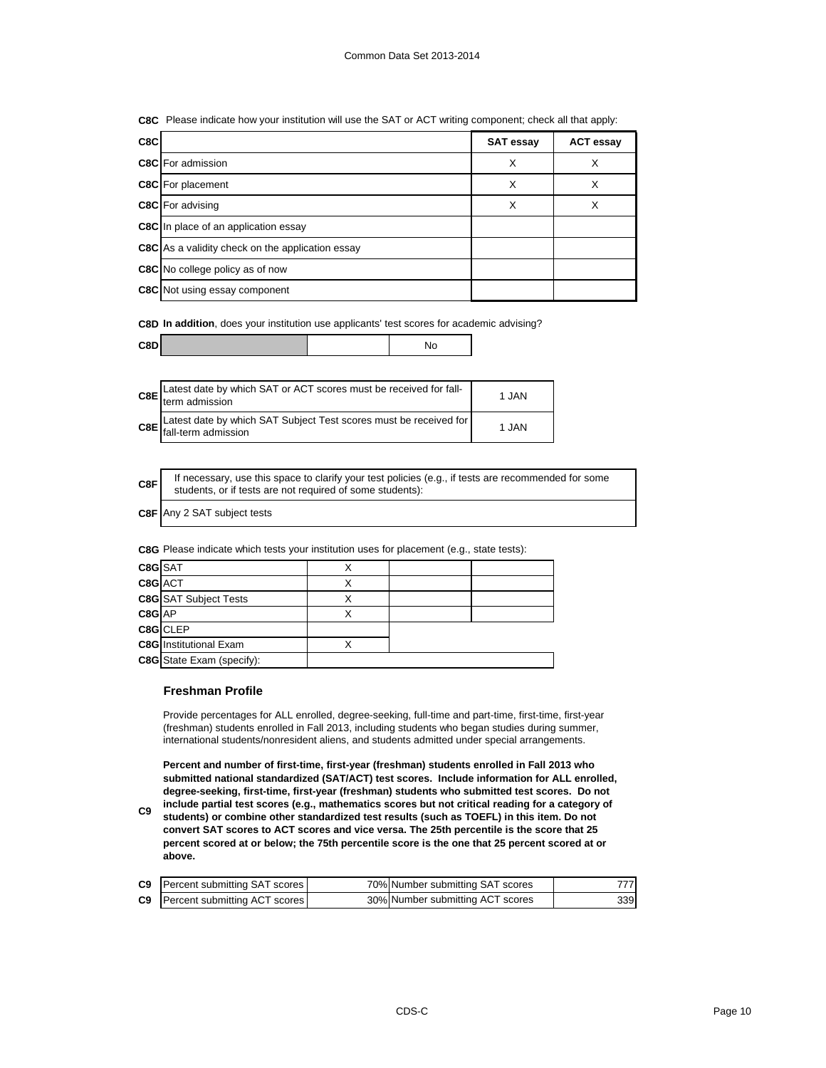**C8C** Please indicate how your institution will use the SAT or ACT writing component; check all that apply:

| C8C | | SAT essay | ACT essay |
|---|---|---|---|
| C8C | For admission | X | X |
| C8C | For placement | X | X |
| C8C | For advising | X | X |
| C8C | In place of an application essay | | |
| C8C | As a validity check on the application essay | | |
| C8C | No college policy as of now | | |
| C8C | Not using essay component | | |

**C8D** **In addition**, does your institution use applicants' test scores for academic advising?

| C8D | | | No |
|---|---|---|---|

| | | |
|---|---|---|
| C8E | Latest date by which SAT or ACT scores must be received for fall-term admission | 1 JAN |
| C8E | Latest date by which SAT Subject Test scores must be received for fall-term admission | 1 JAN |

| | |
|---|---|
| C8F | If necessary, use this space to clarify your test policies (e.g., if tests are recommended for some students, or if tests are not required of some students): |
| C8F | Any 2 SAT subject tests |

**C8G** Please indicate which tests your institution uses for placement (e.g., state tests):

| | | | | |
|---|---|---|---|---|
| C8G | SAT | X | | |
| C8G | ACT | X | | |
| C8G | SAT Subject Tests | X | | |
| C8G | AP | X | | |
| C8G | CLEP | | | |
| C8G | Institutional Exam | X | | |
| C8G | State Exam (specify): | | | |

### Freshman Profile

Provide percentages for ALL enrolled, degree-seeking, full-time and part-time, first-time, first-year (freshman) students enrolled in Fall 2013, including students who began studies during summer, international students/nonresident aliens, and students admitted under special arrangements.

**C9** **Percent and number of first-time, first-year (freshman) students enrolled in Fall 2013 who submitted national standardized (SAT/ACT) test scores. Include information for ALL enrolled, degree-seeking, first-time, first-year (freshman) students who submitted test scores. Do not include partial test scores (e.g., mathematics scores but not critical reading for a category of students) or combine other standardized test results (such as TOEFL) in this item. Do not convert SAT scores to ACT scores and vice versa. The 25th percentile is the score that 25 percent scored at or below; the 75th percentile score is the one that 25 percent scored at or above.**

| | | | | |
|---|---|---|---|---|
| C9 | Percent submitting SAT scores | 70% | Number submitting SAT scores | 777 |
| C9 | Percent submitting ACT scores | 30% | Number submitting ACT scores | 339 |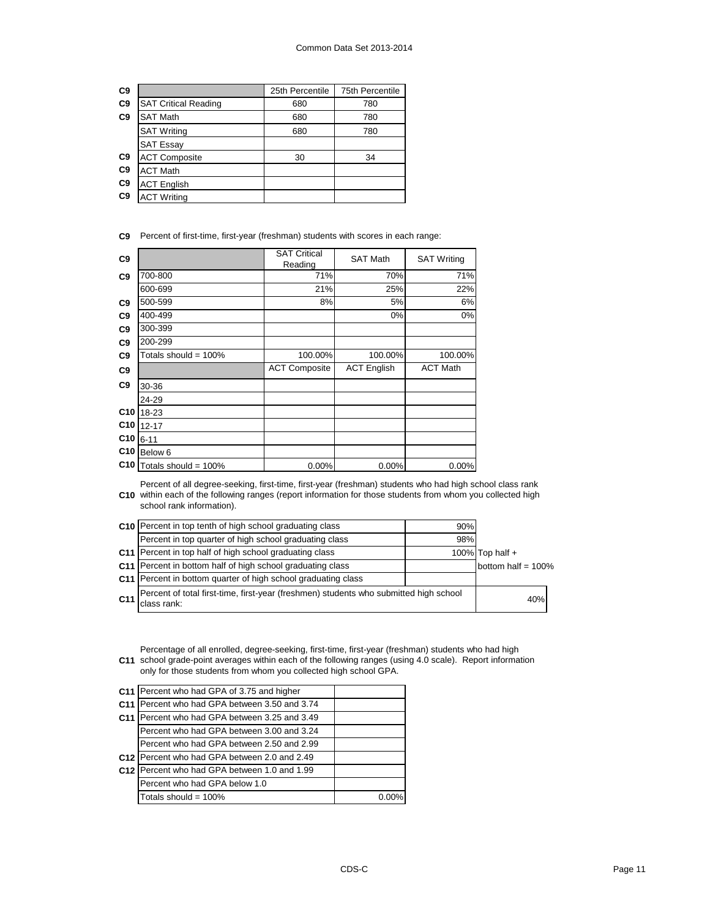| | | 25th Percentile | 75th Percentile |
|---|---|---|---|
| C9 | | 25th Percentile | 75th Percentile |
| C9 | SAT Critical Reading | 680 | 780 |
| C9 | SAT Math | 680 | 780 |
| | SAT Writing | 680 | 780 |
| | SAT Essay | | |
| C9 | ACT Composite | 30 | 34 |
| C9 | ACT Math | | |
| C9 | ACT English | | |
| C9 | ACT Writing | | |

**C9** Percent of first-time, first-year (freshman) students with scores in each range:

| | | SAT Critical Reading | SAT Math | SAT Writing |
|---|---|---|---|---|
| C9 | 700-800 | 71% | 70% | 71% |
| | 600-699 | 21% | 25% | 22% |
| C9 | 500-599 | 8% | 5% | 6% |
| C9 | 400-499 | | 0% | 0% |
| C9 | 300-399 | | | |
| C9 | 200-299 | | | |
| C9 | Totals should = 100% | 100.00% | 100.00% | 100.00% |
| C9 | | ACT Composite | ACT English | ACT Math |
| C9 | 30-36 | | | |
| | 24-29 | | | |
| C10 | 18-23 | | | |
| C10 | 12-17 | | | |
| C10 | 6-11 | | | |
| C10 | Below 6 | | | |
| C10 | Totals should = 100% | 0.00% | 0.00% | 0.00% |

**C10** Percent of all degree-seeking, first-time, first-year (freshman) students who had high school class rank within each of the following ranges (report information for those students from whom you collected high school rank information).

| | | | |
|---|---|---|---|
| C10 | Percent in top tenth of high school graduating class | 90% | |
| | Percent in top quarter of high school graduating class | 98% | |
| C11 | Percent in top half of high school graduating class | 100% | Top half + |
| C11 | Percent in bottom half of high school graduating class | | bottom half = 100% |
| C11 | Percent in bottom quarter of high school graduating class | | |
| C11 | Percent of total first-time, first-year (freshmen) students who submitted high school class rank: | | 40% |

**C11** Percentage of all enrolled, degree-seeking, first-time, first-year (freshman) students who had high school grade-point averages within each of the following ranges (using 4.0 scale). Report information only for those students from whom you collected high school GPA.

| | | |
|---|---|---|
| C11 | Percent who had GPA of 3.75 and higher | |
| C11 | Percent who had GPA between 3.50 and 3.74 | |
| C11 | Percent who had GPA between 3.25 and 3.49 | |
| | Percent who had GPA between 3.00 and 3.24 | |
| | Percent who had GPA between 2.50 and 2.99 | |
| C12 | Percent who had GPA between 2.0 and 2.49 | |
| C12 | Percent who had GPA between 1.0 and 1.99 | |
| | Percent who had GPA below 1.0 | |
| | Totals should = 100% | 0.00% |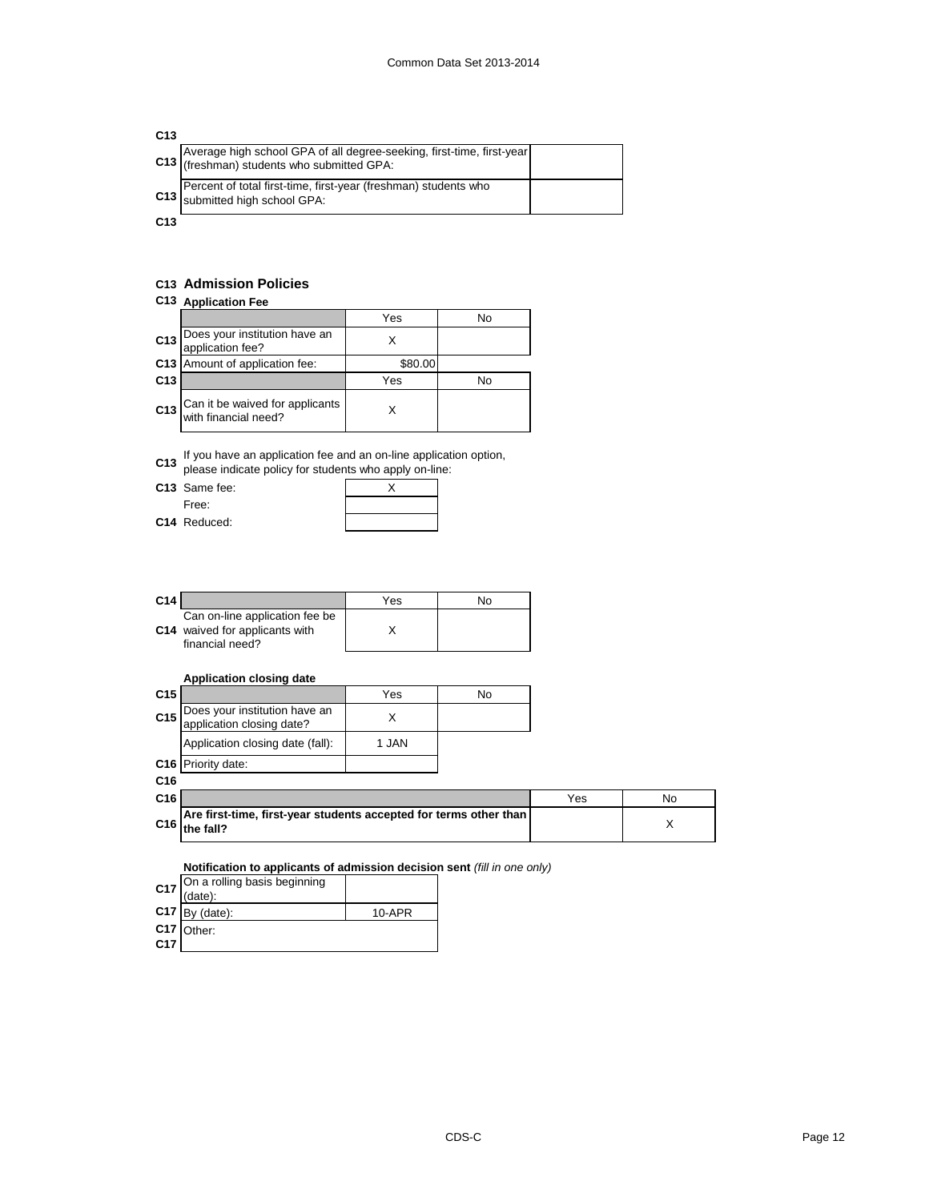C13

| | | |
|---|---|---|
| C13 | Average high school GPA of all degree-seeking, first-time, first-year (freshman) students who submitted GPA: | |
| C13 | Percent of total first-time, first-year (freshman) students who submitted high school GPA: | |

C13

## C13 Admission Policies

### C13 Application Fee

| | | Yes | No |
|---|---|---|---|
| C13 | Does your institution have an application fee? | X | |
| C13 | Amount of application fee: | $80.00 | |
| C13 | | Yes | No |
| C13 | Can it be waived for applicants with financial need? | X | |

C13 If you have an application fee and an on-line application option, please indicate policy for students who apply on-line:

| | | |
|---|---|---|
| C13 | Same fee: | X |
| | Free: | |
| C14 | Reduced: | |

| | | Yes | No |
|---|---|---|---|
| C14 | Can on-line application fee be waived for applicants with financial need? | X | |

**Application closing date**

| | | Yes | No |
|---|---|---|---|
| C15 | Does your institution have an application closing date? | X | |
| | Application closing date (fall): | 1 JAN | |
| C16 | Priority date: | | |

C16

| | | Yes | No |
|---|---|---|---|
| C16 | **Are first-time, first-year students accepted for terms other than the fall?** | | X |

**Notification to applicants of admission decision sent** *(fill in one only)*

| | | |
|---|---|---|
| C17 | On a rolling basis beginning (date): | |
| C17 | By (date): | 10-APR |
| C17 | Other: | |
| C17 | | |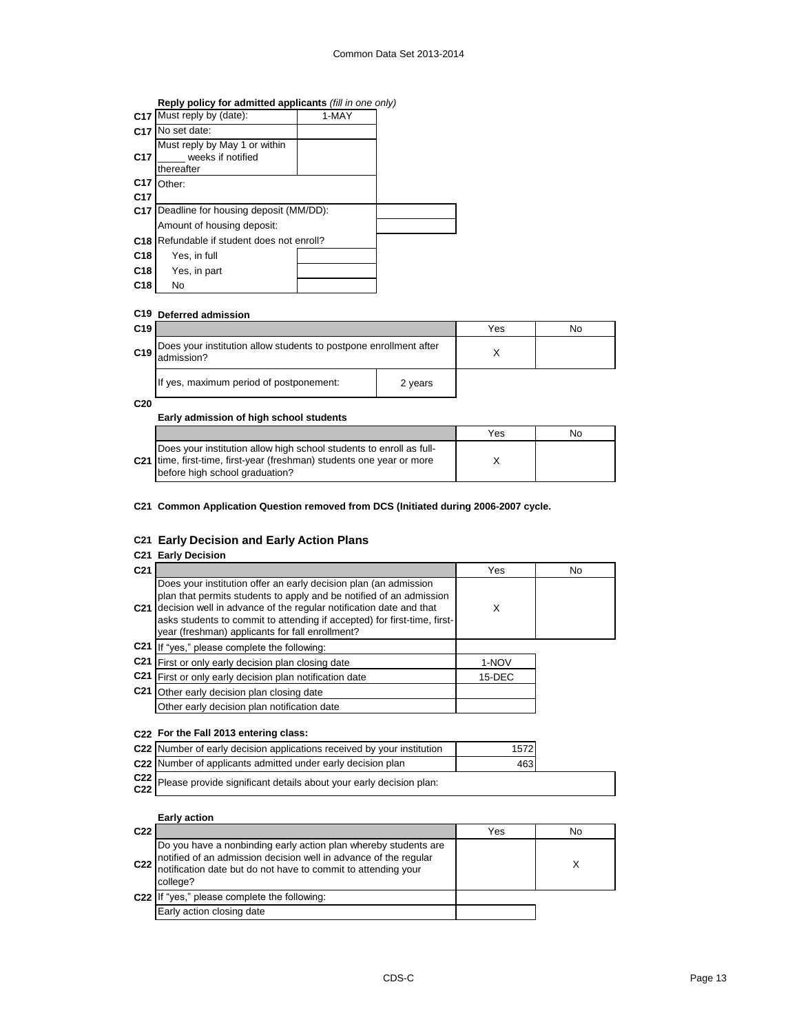**Reply policy for admitted applicants** *(fill in one only)*

| | | | |
|---|---|---|---|
| C17 | Must reply by (date): | 1-MAY | |
| C17 | No set date: | | |
| C17 | Must reply by May 1 or within _____ weeks if notified thereafter | | |
| C17 | Other: | | |
| C17 | | | |
| C17 | Deadline for housing deposit (MM/DD): | | |
| | Amount of housing deposit: | | |
| C18 | Refundable if student does not enroll? | | |
| C18 | Yes, in full | | |
| C18 | Yes, in part | | |
| C18 | No | | |

**C19 Deferred admission**

| | | | Yes | No |
|---|---|---|---|---|
| C19 | Does your institution allow students to postpone enrollment after admission? | | X | |
| | If yes, maximum period of postponement: | 2 years | | |

**C20**

**Early admission of high school students**

| | | Yes | No |
|---|---|---|---|
| C21 | Does your institution allow high school students to enroll as full-time, first-time, first-year (freshman) students one year or more before high school graduation? | X | |

**C21 Common Application Question removed from DCS (Initiated during 2006-2007 cycle.**

## C21 Early Decision and Early Action Plans

**C21 Early Decision**

| | | Yes | No |
|---|---|---|---|
| C21 | Does your institution offer an early decision plan (an admission plan that permits students to apply and be notified of an admission decision well in advance of the regular notification date and that asks students to commit to attending if accepted) for first-time, first-year (freshman) applicants for fall enrollment? | X | |
| C21 | If "yes," please complete the following: | | |
| C21 | First or only early decision plan closing date | 1-NOV | |
| C21 | First or only early decision plan notification date | 15-DEC | |
| C21 | Other early decision plan closing date | | |
| | Other early decision plan notification date | | |

**C22 For the Fall 2013 entering class:**

| | | |
|---|---|---|
| C22 | Number of early decision applications received by your institution | 1572 |
| C22 | Number of applicants admitted under early decision plan | 463 |
| C22 | Please provide significant details about your early decision plan: | |

**Early action**

| | | Yes | No |
|---|---|---|---|
| C22 | Do you have a nonbinding early action plan whereby students are notified of an admission decision well in advance of the regular notification date but do not have to commit to attending your college? | | X |
| C22 | If "yes," please complete the following: | | |
| | Early action closing date | | |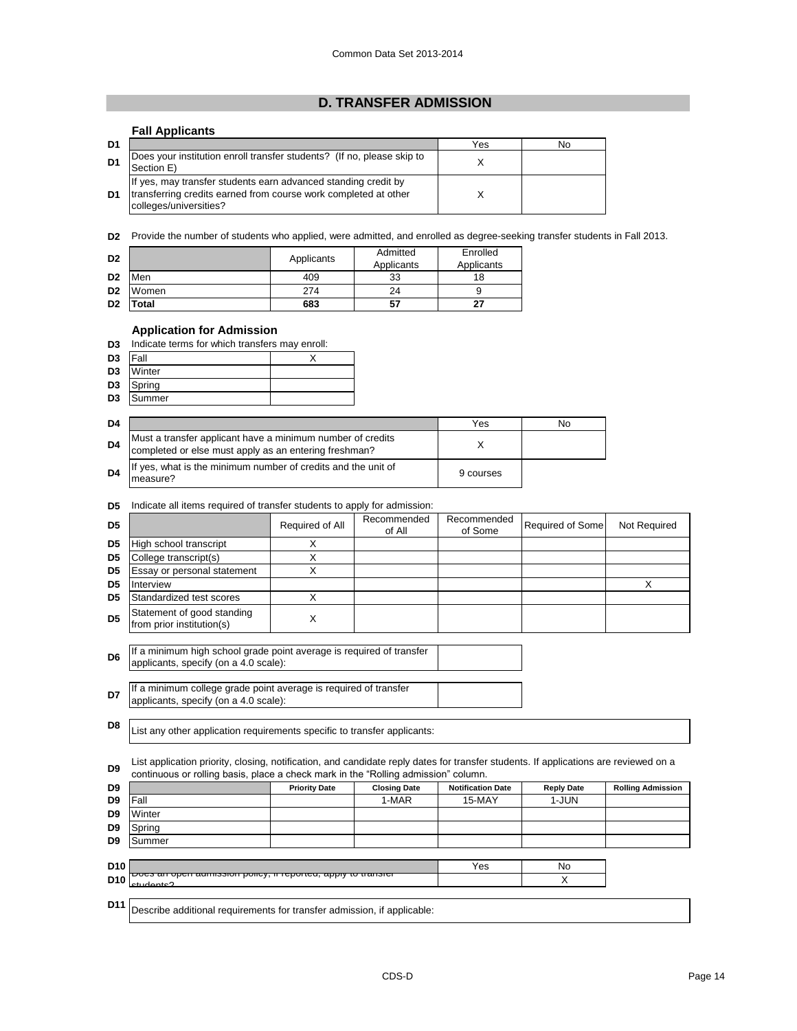## D. TRANSFER ADMISSION

### Fall Applicants

| D1 | | Yes | No |
|---|---|---|---|
| D1 | Does your institution enroll transfer students? (If no, please skip to Section E) | X | |
| D1 | If yes, may transfer students earn advanced standing credit by transferring credits earned from course work completed at other colleges/universities? | X | |

**D2** Provide the number of students who applied, were admitted, and enrolled as degree-seeking transfer students in Fall 2013.

| D2 | | Applicants | Admitted Applicants | Enrolled Applicants |
|---|---|---|---|---|
| D2 | Men | 409 | 33 | 18 |
| D2 | Women | 274 | 24 | 9 |
| D2 | **Total** | **683** | **57** | **27** |

### Application for Admission

**D3** Indicate terms for which transfers may enroll:

| D3 | Term | |
|---|---|---|
| D3 | Fall | X |
| D3 | Winter | |
| D3 | Spring | |
| D3 | Summer | |

| D4 | | Yes | No |
|---|---|---|---|
| D4 | Must a transfer applicant have a minimum number of credits completed or else must apply as an entering freshman? | X | |
| D4 | If yes, what is the minimum number of credits and the unit of measure? | 9 courses | |

**D5** Indicate all items required of transfer students to apply for admission:

| D5 | | Required of All | Recommended of All | Recommended of Some | Required of Some | Not Required |
|---|---|---|---|---|---|---|
| D5 | High school transcript | X | | | | |
| D5 | College transcript(s) | X | | | | |
| D5 | Essay or personal statement | X | | | | |
| D5 | Interview | | | | | X |
| D5 | Standardized test scores | X | | | | |
| D5 | Statement of good standing from prior institution(s) | X | | | | |

**D6** If a minimum high school grade point average is required of transfer applicants, specify (on a 4.0 scale):

**D7** If a minimum college grade point average is required of transfer applicants, specify (on a 4.0 scale):

**D8** List any other application requirements specific to transfer applicants:

**D9** List application priority, closing, notification, and candidate reply dates for transfer students. If applications are reviewed on a continuous or rolling basis, place a check mark in the "Rolling admission" column.

| D9 | | Priority Date | Closing Date | Notification Date | Reply Date | Rolling Admission |
|---|---|---|---|---|---|---|
| D9 | Fall | | 1-MAR | 15-MAY | 1-JUN | |
| D9 | Winter | | | | | |
| D9 | Spring | | | | | |
| D9 | Summer | | | | | |

| D10 | | Yes | No |
|---|---|---|---|
| D10 | Does an open admission policy, if reported, apply to transfer students? | | X |

**D11** Describe additional requirements for transfer admission, if applicable: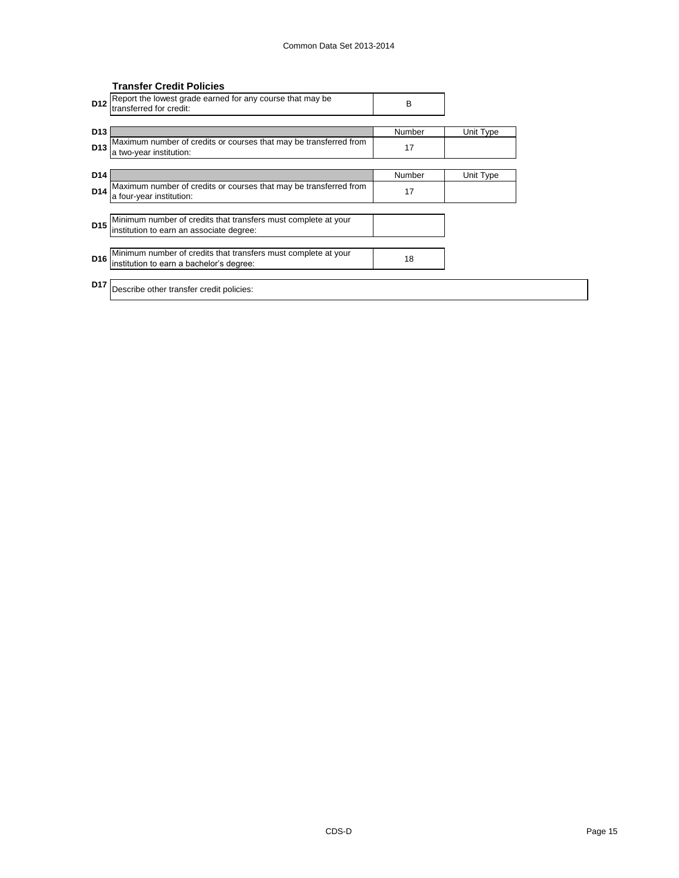## Transfer Credit Policies

| | | | |
|---|---|---|---|
| D12 | Report the lowest grade earned for any course that may be transferred for credit: | B | |
| D13 | | Number | Unit Type |
| D13 | Maximum number of credits or courses that may be transferred from a two-year institution: | 17 | |
| D14 | | Number | Unit Type |
| D14 | Maximum number of credits or courses that may be transferred from a four-year institution: | 17 | |
| D15 | Minimum number of credits that transfers must complete at your institution to earn an associate degree: | | |
| D16 | Minimum number of credits that transfers must complete at your institution to earn a bachelor's degree: | 18 | |
| D17 | Describe other transfer credit policies: | | |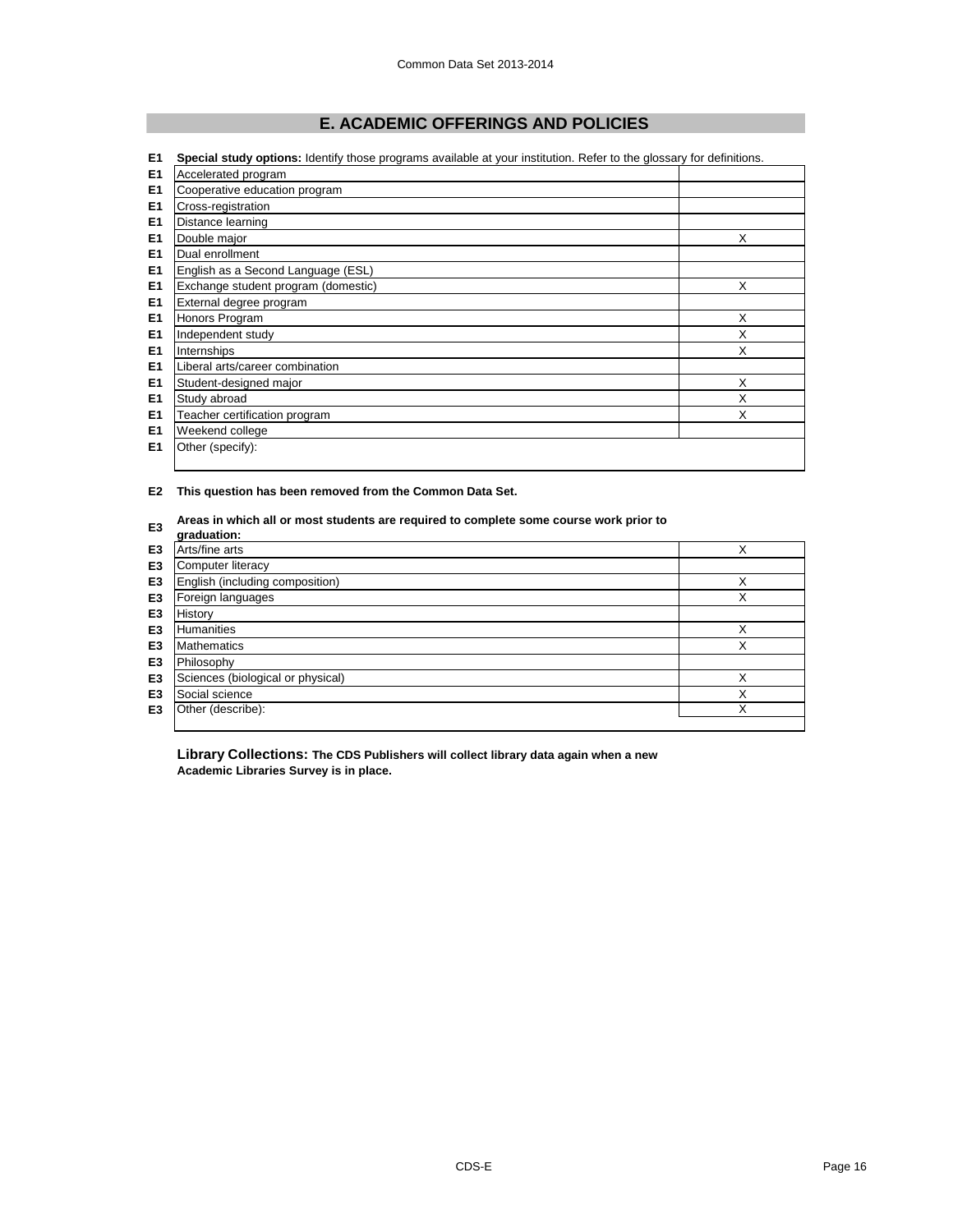## E. ACADEMIC OFFERINGS AND POLICIES

**E1 Special study options:** Identify those programs available at your institution. Refer to the glossary for definitions.

| | | |
|---|---|---|
| E1 | Accelerated program | |
| E1 | Cooperative education program | |
| E1 | Cross-registration | |
| E1 | Distance learning | |
| E1 | Double major | X |
| E1 | Dual enrollment | |
| E1 | English as a Second Language (ESL) | |
| E1 | Exchange student program (domestic) | X |
| E1 | External degree program | |
| E1 | Honors Program | X |
| E1 | Independent study | X |
| E1 | Internships | X |
| E1 | Liberal arts/career combination | |
| E1 | Student-designed major | X |
| E1 | Study abroad | X |
| E1 | Teacher certification program | X |
| E1 | Weekend college | |
| E1 | Other (specify): | |

**E2 This question has been removed from the Common Data Set.**

**E3 Areas in which all or most students are required to complete some course work prior to graduation:**

| | | |
|---|---|---|
| E3 | Arts/fine arts | X |
| E3 | Computer literacy | |
| E3 | English (including composition) | X |
| E3 | Foreign languages | X |
| E3 | History | |
| E3 | Humanities | X |
| E3 | Mathematics | X |
| E3 | Philosophy | |
| E3 | Sciences (biological or physical) | X |
| E3 | Social science | X |
| E3 | Other (describe): | X |

**Library Collections: The CDS Publishers will collect library data again when a new Academic Libraries Survey is in place.**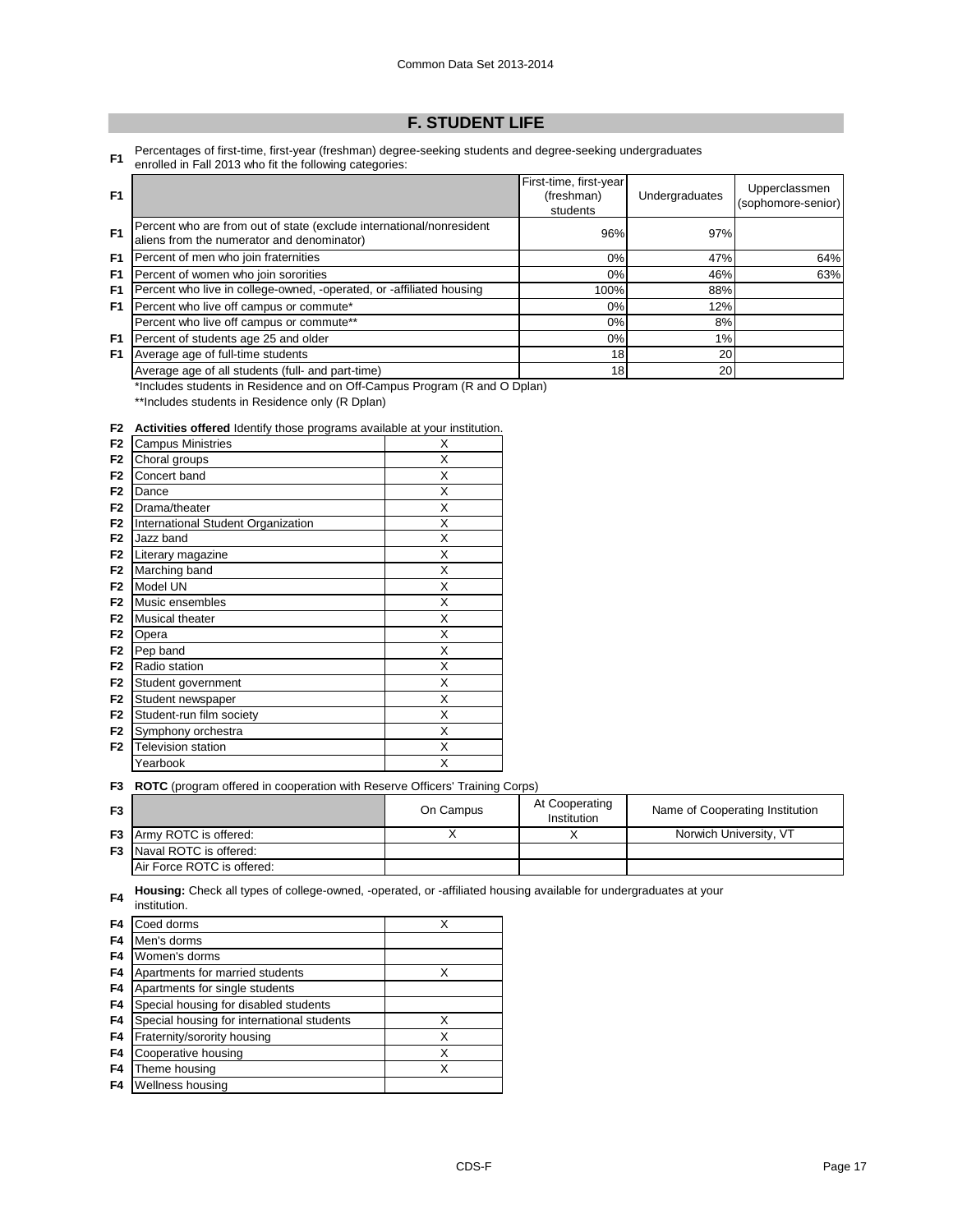## F. STUDENT LIFE

**F1** Percentages of first-time, first-year (freshman) degree-seeking students and degree-seeking undergraduates enrolled in Fall 2013 who fit the following categories:

| | | First-time, first-year (freshman) students | Undergraduates | Upperclassmen (sophomore-senior) |
|---|---|---|---|---|
| F1 | Percent who are from out of state (exclude international/nonresident aliens from the numerator and denominator) | 96% | 97% | |
| F1 | Percent of men who join fraternities | 0% | 47% | 64% |
| F1 | Percent of women who join sororities | 0% | 46% | 63% |
| F1 | Percent who live in college-owned, -operated, or -affiliated housing | 100% | 88% | |
| F1 | Percent who live off campus or commute* | 0% | 12% | |
| | Percent who live off campus or commute** | 0% | 8% | |
| F1 | Percent of students age 25 and older | 0% | 1% | |
| F1 | Average age of full-time students | 18 | 20 | |
| | Average age of all students (full- and part-time) | 18 | 20 | |

*Includes students in Residence and on Off-Campus Program (R and O Dplan)

**Includes students in Residence only (R Dplan)

**F2** **Activities offered** Identify those programs available at your institution.

| | | |
|---|---|---|
| F2 | Campus Ministries | X |
| F2 | Choral groups | X |
| F2 | Concert band | X |
| F2 | Dance | X |
| F2 | Drama/theater | X |
| F2 | International Student Organization | X |
| F2 | Jazz band | X |
| F2 | Literary magazine | X |
| F2 | Marching band | X |
| F2 | Model UN | X |
| F2 | Music ensembles | X |
| F2 | Musical theater | X |
| F2 | Opera | X |
| F2 | Pep band | X |
| F2 | Radio station | X |
| F2 | Student government | X |
| F2 | Student newspaper | X |
| F2 | Student-run film society | X |
| F2 | Symphony orchestra | X |
| F2 | Television station | X |
| | Yearbook | X |

**F3** **ROTC** (program offered in cooperation with Reserve Officers' Training Corps)

| | | On Campus | At Cooperating Institution | Name of Cooperating Institution |
|---|---|---|---|---|
| F3 | Army ROTC is offered: | X | X | Norwich University, VT |
| F3 | Naval ROTC is offered: | | | |
| | Air Force ROTC is offered: | | | |

**F4** **Housing:** Check all types of college-owned, -operated, or -affiliated housing available for undergraduates at your institution.

| | | |
|---|---|---|
| F4 | Coed dorms | X |
| F4 | Men's dorms | |
| F4 | Women's dorms | |
| F4 | Apartments for married students | X |
| F4 | Apartments for single students | |
| F4 | Special housing for disabled students | |
| F4 | Special housing for international students | X |
| F4 | Fraternity/sorority housing | X |
| F4 | Cooperative housing | X |
| F4 | Theme housing | X |
| F4 | Wellness housing | |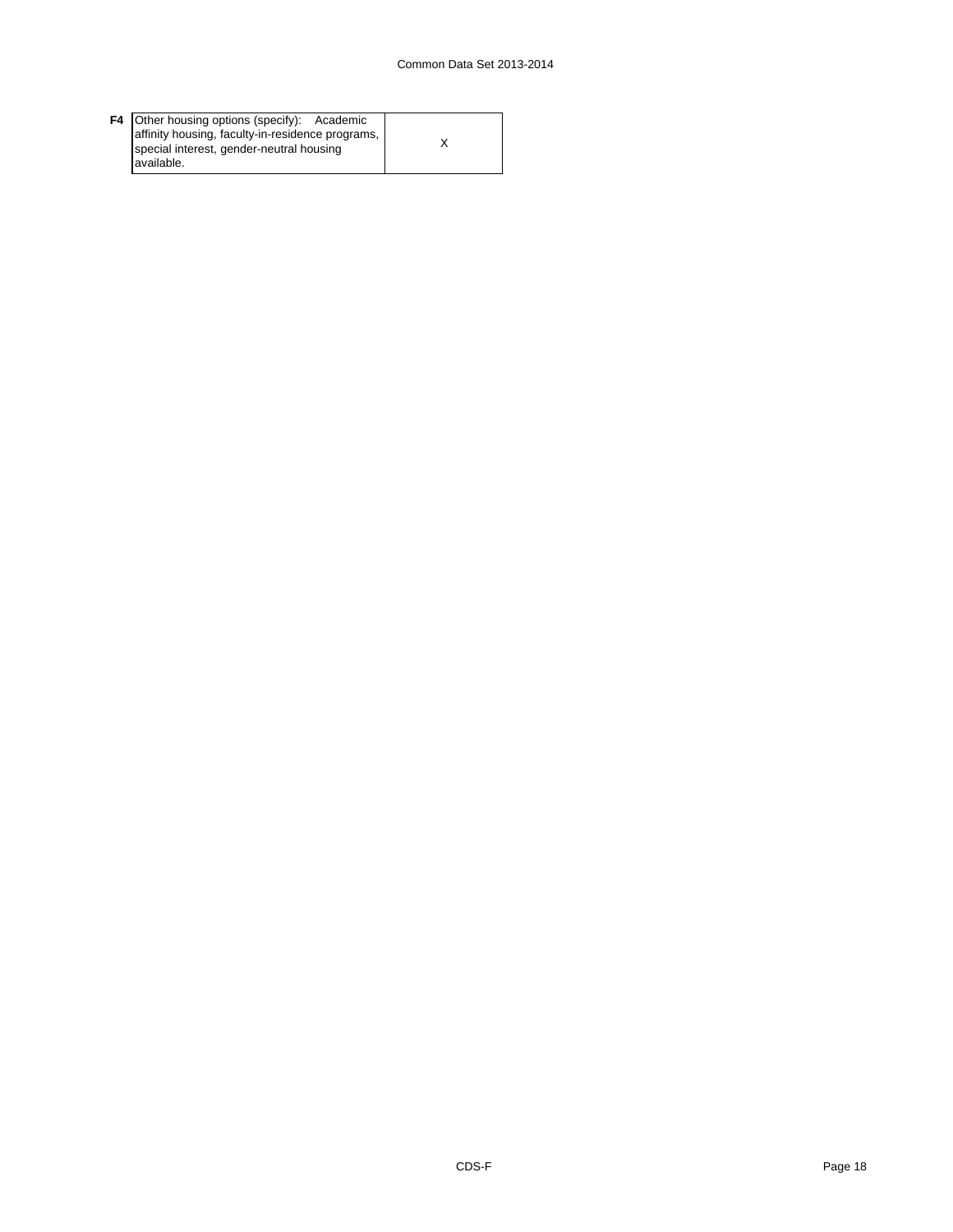| F4 | Other housing options (specify): Academic affinity housing, faculty-in-residence programs, special interest, gender-neutral housing available. | X |
|---|---|---|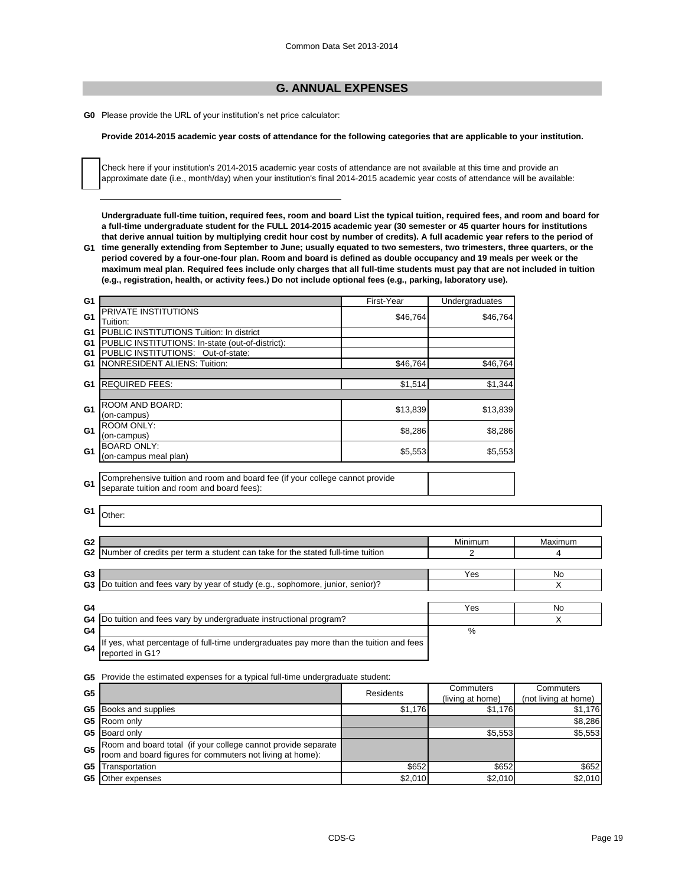## G. ANNUAL EXPENSES

**G0** Please provide the URL of your institution's net price calculator:

**Provide 2014-2015 academic year costs of attendance for the following categories that are applicable to your institution.**

☐ Check here if your institution's 2014-2015 academic year costs of attendance are not available at this time and provide an approximate date (i.e., month/day) when your institution's final 2014-2015 academic year costs of attendance will be available:

**G1** **Undergraduate full-time tuition, required fees, room and board List the typical tuition, required fees, and room and board for a full-time undergraduate student for the FULL 2014-2015 academic year (30 semester or 45 quarter hours for institutions that derive annual tuition by multiplying credit hour cost by number of credits). A full academic year refers to the period of time generally extending from September to June; usually equated to two semesters, two trimesters, three quarters, or the period covered by a four-one-four plan. Room and board is defined as double occupancy and 19 meals per week or the maximum meal plan. Required fees include only charges that all full-time students must pay that are not included in tuition (e.g., registration, health, or activity fees.) Do not include optional fees (e.g., parking, laboratory use).**

| | | First-Year | Undergraduates |
|---|---|---|---|
| G1 | PRIVATE INSTITUTIONS Tuition: | $46,764 | $46,764 |
| G1 | PUBLIC INSTITUTIONS Tuition: In district | | |
| G1 | PUBLIC INSTITUTIONS: In-state (out-of-district): | | |
| G1 | PUBLIC INSTITUTIONS: Out-of-state: | | |
| G1 | NONRESIDENT ALIENS: Tuition: | $46,764 | $46,764 |
| G1 | REQUIRED FEES: | $1,514 | $1,344 |
| G1 | ROOM AND BOARD: (on-campus) | $13,839 | $13,839 |
| G1 | ROOM ONLY: (on-campus) | $8,286 | $8,286 |
| G1 | BOARD ONLY: (on-campus meal plan) | $5,553 | $5,553 |

| | | |
|---|---|---|
| G1 | Comprehensive tuition and room and board fee (if your college cannot provide separate tuition and room and board fees): | |
| G1 | Other: | |

| | | Minimum | Maximum |
|---|---|---|---|
| G2 | Number of credits per term a student can take for the stated full-time tuition | 2 | 4 |

| | | Yes | No |
|---|---|---|---|
| G3 | Do tuition and fees vary by year of study (e.g., sophomore, junior, senior)? | | X |

| | | Yes | No |
|---|---|---|---|
| G4 | Do tuition and fees vary by undergraduate instructional program? | | X |
| G4 | | % | |
| G4 | If yes, what percentage of full-time undergraduates pay more than the tuition and fees reported in G1? | | |

**G5** Provide the estimated expenses for a typical full-time undergraduate student:

| | | Residents | Commuters (living at home) | Commuters (not living at home) |
|---|---|---|---|---|
| G5 | Books and supplies | $1,176 | $1,176 | $1,176 |
| G5 | Room only | | | $8,286 |
| G5 | Board only | | $5,553 | $5,553 |
| G5 | Room and board total (if your college cannot provide separate room and board figures for commuters not living at home): | | | |
| G5 | Transportation | $652 | $652 | $652 |
| G5 | Other expenses | $2,010 | $2,010 | $2,010 |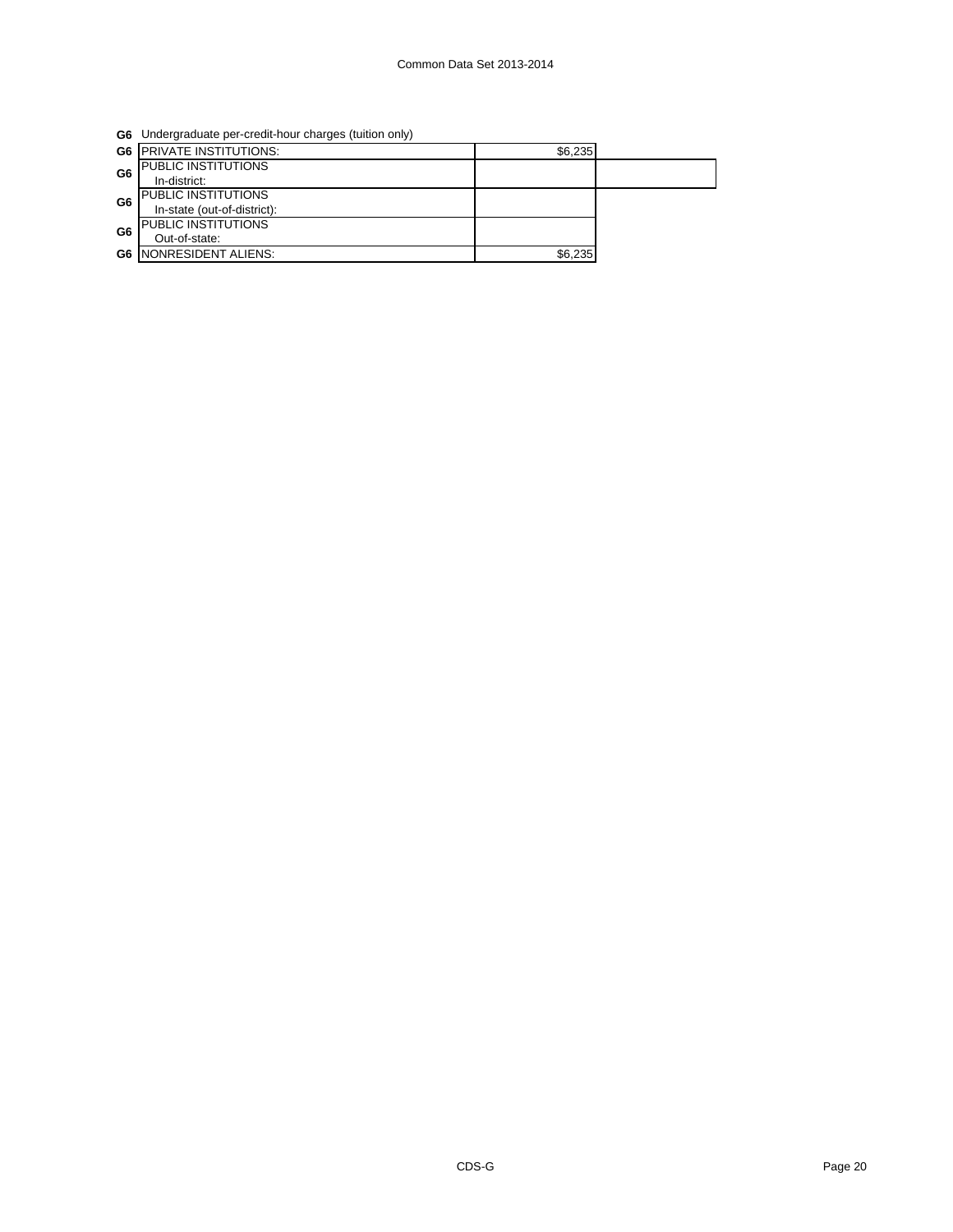**G6** Undergraduate per-credit-hour charges (tuition only)

| | | | |
|---|---|---|---|
| **G6** | PRIVATE INSTITUTIONS: | $6,235 | |
| **G6** | PUBLIC INSTITUTIONS<br>In-district: | | |
| **G6** | PUBLIC INSTITUTIONS<br>In-state (out-of-district): | | |
| **G6** | PUBLIC INSTITUTIONS<br>Out-of-state: | | |
| **G6** | NONRESIDENT ALIENS: | $6,235 | |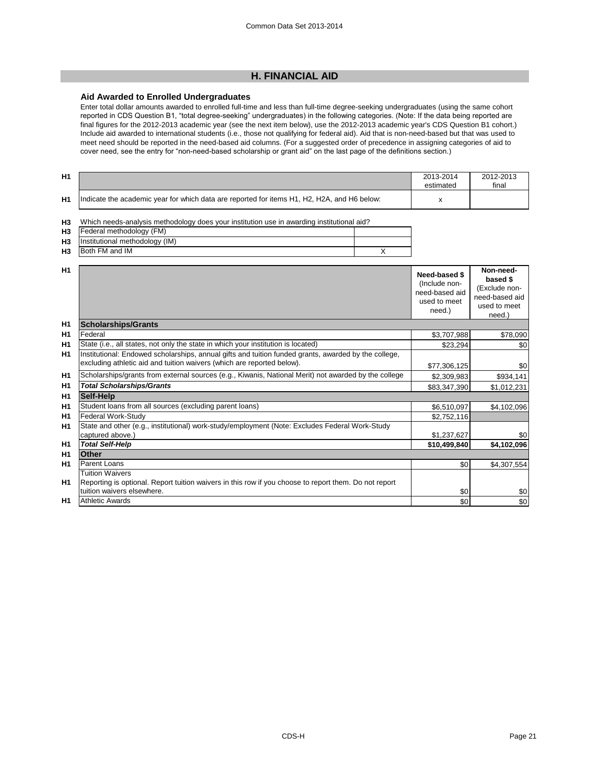## H. FINANCIAL AID

### Aid Awarded to Enrolled Undergraduates

Enter total dollar amounts awarded to enrolled full-time and less than full-time degree-seeking undergraduates (using the same cohort reported in CDS Question B1, "total degree-seeking" undergraduates) in the following categories. (Note: If the data being reported are final figures for the 2012-2013 academic year (see the next item below), use the 2012-2013 academic year's CDS Question B1 cohort.) Include aid awarded to international students (i.e., those not qualifying for federal aid). Aid that is non-need-based but that was used to meet need should be reported in the need-based aid columns. (For a suggested order of precedence in assigning categories of aid to cover need, see the entry for "non-need-based scholarship or grant aid" on the last page of the definitions section.)

| | | 2013-2014 estimated | 2012-2013 final |
|---|---|---|---|
| H1 | Indicate the academic year for which data are reported for items H1, H2, H2A, and H6 below: | x | |

| | Which needs-analysis methodology does your institution use in awarding institutional aid? | |
|---|---|---|
| H3 | Federal methodology (FM) | |
| H3 | Institutional methodology (IM) | |
| H3 | Both FM and IM | X |

| | | Need-based $ (Include non-need-based aid used to meet need.) | Non-need-based $ (Exclude non-need-based aid used to meet need.) |
|---|---|---|---|
| H1 | **Scholarships/Grants** | | |
| H1 | Federal | $3,707,988 | $78,090 |
| H1 | State (i.e., all states, not only the state in which your institution is located) | $23,294 | $0 |
| H1 | Institutional: Endowed scholarships, annual gifts and tuition funded grants, awarded by the college, excluding athletic aid and tuition waivers (which are reported below). | $77,306,125 | $0 |
| H1 | Scholarships/grants from external sources (e.g., Kiwanis, National Merit) not awarded by the college | $2,309,983 | $934,141 |
| H1 | ***Total Scholarships/Grants*** | $83,347,390 | $1,012,231 |
| H1 | **Self-Help** | | |
| H1 | Student loans from all sources (excluding parent loans) | $6,510,097 | $4,102,096 |
| H1 | Federal Work-Study | $2,752,116 | |
| H1 | State and other (e.g., institutional) work-study/employment (Note: Excludes Federal Work-Study captured above.) | $1,237,627 | $0 |
| H1 | ***Total Self-Help*** | **$10,499,840** | **$4,102,096** |
| H1 | **Other** | | |
| H1 | Parent Loans | $0 | $4,307,554 |
| H1 | Tuition Waivers<br>Reporting is optional. Report tuition waivers in this row if you choose to report them. Do not report tuition waivers elsewhere. | $0 | $0 |
| H1 | Athletic Awards | $0 | $0 |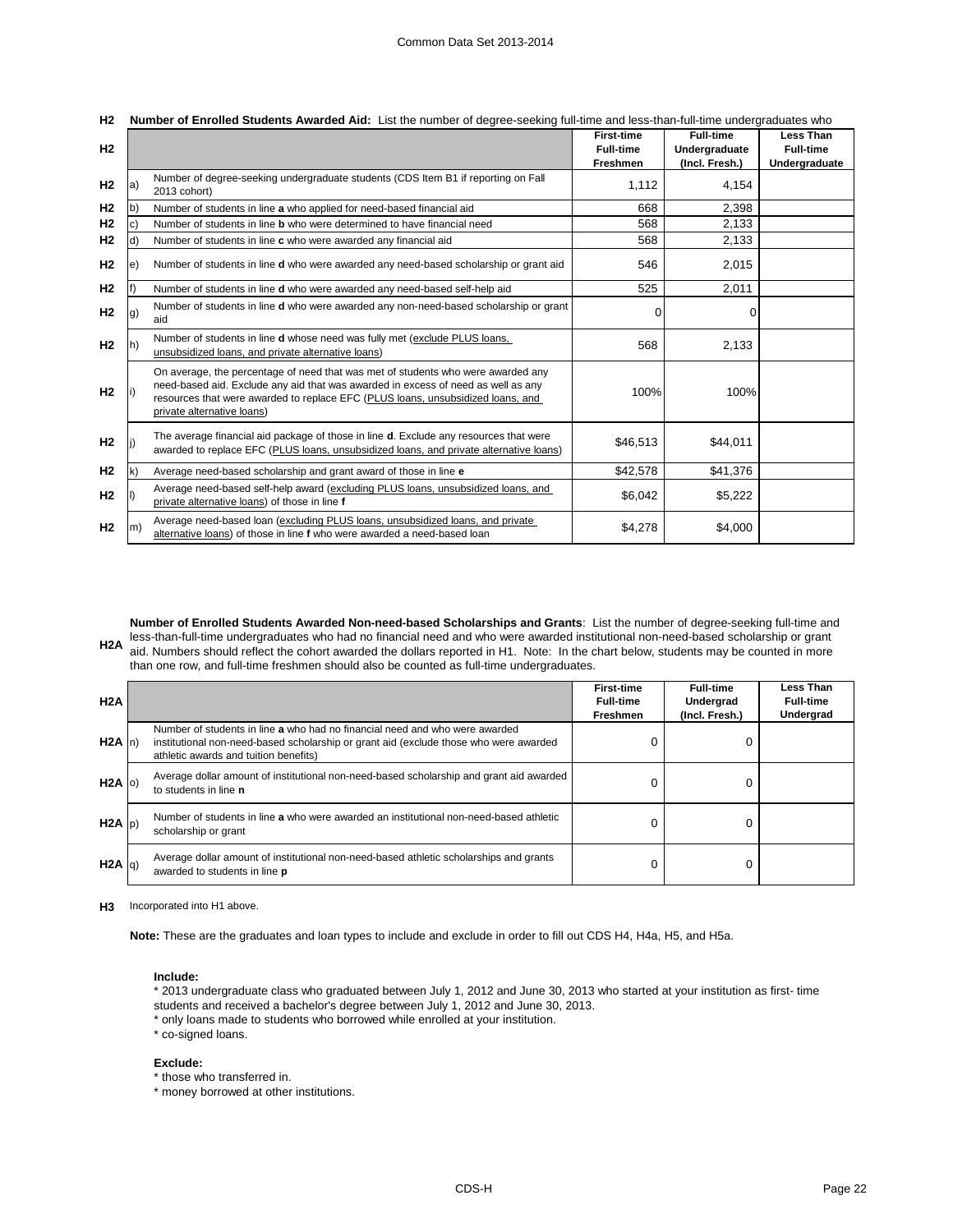**H2 Number of Enrolled Students Awarded Aid:** List the number of degree-seeking full-time and less-than-full-time undergraduates who

| | | | First-time Full-time Freshmen | Full-time Undergraduate (Incl. Fresh.) | Less Than Full-time Undergraduate |
|---|---|---|---|---|---|
| H2 | a) | Number of degree-seeking undergraduate students (CDS Item B1 if reporting on Fall 2013 cohort) | 1,112 | 4,154 | |
| H2 | b) | Number of students in line **a** who applied for need-based financial aid | 668 | 2,398 | |
| H2 | c) | Number of students in line **b** who were determined to have financial need | 568 | 2,133 | |
| H2 | d) | Number of students in line **c** who were awarded any financial aid | 568 | 2,133 | |
| H2 | e) | Number of students in line **d** who were awarded any need-based scholarship or grant aid | 546 | 2,015 | |
| H2 | f) | Number of students in line **d** who were awarded any need-based self-help aid | 525 | 2,011 | |
| H2 | g) | Number of students in line **d** who were awarded any non-need-based scholarship or grant aid | 0 | 0 | |
| H2 | h) | Number of students in line **d** whose need was fully met (exclude PLUS loans, unsubsidized loans, and private alternative loans) | 568 | 2,133 | |
| H2 | i) | On average, the percentage of need that was met of students who were awarded any need-based aid. Exclude any aid that was awarded in excess of need as well as any resources that were awarded to replace EFC (PLUS loans, unsubsidized loans, and private alternative loans) | 100% | 100% | |
| H2 | j) | The average financial aid package of those in line **d**. Exclude any resources that were awarded to replace EFC (PLUS loans, unsubsidized loans, and private alternative loans) | $46,513 | $44,011 | |
| H2 | k) | Average need-based scholarship and grant award of those in line **e** | $42,578 | $41,376 | |
| H2 | l) | Average need-based self-help award (excluding PLUS loans, unsubsidized loans, and private alternative loans) of those in line **f** | $6,042 | $5,222 | |
| H2 | m) | Average need-based loan (excluding PLUS loans, unsubsidized loans, and private alternative loans) of those in line **f** who were awarded a need-based loan | $4,278 | $4,000 | |

**H2A Number of Enrolled Students Awarded Non-need-based Scholarships and Grants**: List the number of degree-seeking full-time and less-than-full-time undergraduates who had no financial need and who were awarded institutional non-need-based scholarship or grant aid. Numbers should reflect the cohort awarded the dollars reported in H1. Note: In the chart below, students may be counted in more than one row, and full-time freshmen should also be counted as full-time undergraduates.

| | | | First-time Full-time Freshmen | Full-time Undergrad (Incl. Fresh.) | Less Than Full-time Undergrad |
|---|---|---|---|---|---|
| H2A | n) | Number of students in line **a** who had no financial need and who were awarded institutional non-need-based scholarship or grant aid (exclude those who were awarded athletic awards and tuition benefits) | 0 | 0 | |
| H2A | o) | Average dollar amount of institutional non-need-based scholarship and grant aid awarded to students in line **n** | 0 | 0 | |
| H2A | p) | Number of students in line **a** who were awarded an institutional non-need-based athletic scholarship or grant | 0 | 0 | |
| H2A | q) | Average dollar amount of institutional non-need-based athletic scholarships and grants awarded to students in line **p** | 0 | 0 | |

**H3** Incorporated into H1 above.

**Note:** These are the graduates and loan types to include and exclude in order to fill out CDS H4, H4a, H5, and H5a.

**Include:**

* 2013 undergraduate class who graduated between July 1, 2012 and June 30, 2013 who started at your institution as first- time students and received a bachelor's degree between July 1, 2012 and June 30, 2013.
* only loans made to students who borrowed while enrolled at your institution.
* co-signed loans.

**Exclude:**

* those who transferred in.
* money borrowed at other institutions.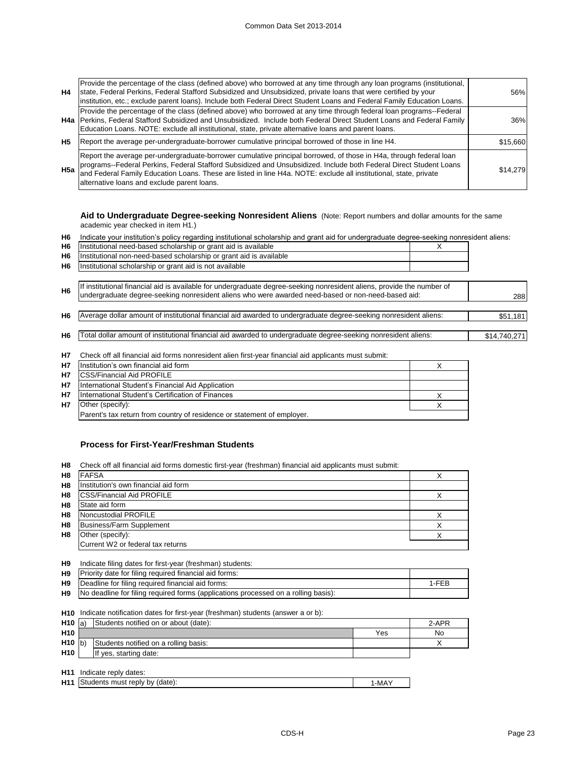| | | |
|---|---|---|
| H4 | Provide the percentage of the class (defined above) who borrowed at any time through any loan programs (institutional, state, Federal Perkins, Federal Stafford Subsidized and Unsubsidized, private loans that were certified by your institution, etc.; exclude parent loans). Include both Federal Direct Student Loans and Federal Family Education Loans. | 56% |
| H4a | Provide the percentage of the class (defined above) who borrowed at any time through federal loan programs--Federal Perkins, Federal Stafford Subsidized and Unsubsidized. Include both Federal Direct Student Loans and Federal Family Education Loans. NOTE: exclude all institutional, state, private alternative loans and parent loans. | 36% |
| H5 | Report the average per-undergraduate-borrower cumulative principal borrowed of those in line H4. | $15,660 |
| H5a | Report the average per-undergraduate-borrower cumulative principal borrowed, of those in H4a, through federal loan programs--Federal Perkins, Federal Stafford Subsidized and Unsubsidized. Include both Federal Direct Student Loans and Federal Family Education Loans. These are listed in line H4a. NOTE: exclude all institutional, state, private alternative loans and exclude parent loans. | $14,279 |

**Aid to Undergraduate Degree-seeking Nonresident Aliens** (Note: Report numbers and dollar amounts for the same academic year checked in item H1.)

**H6** Indicate your institution's policy regarding institutional scholarship and grant aid for undergraduate degree-seeking nonresident aliens:

| | | |
|---|---|---|
| H6 | Institutional need-based scholarship or grant aid is available | X |
| H6 | Institutional non-need-based scholarship or grant aid is available | |
| H6 | Institutional scholarship or grant aid is not available | |

| | | |
|---|---|---|
| H6 | If institutional financial aid is available for undergraduate degree-seeking nonresident aliens, provide the number of undergraduate degree-seeking nonresident aliens who were awarded need-based or non-need-based aid: | 288 |
| H6 | Average dollar amount of institutional financial aid awarded to undergraduate degree-seeking nonresident aliens: | $51,181 |
| H6 | Total dollar amount of institutional financial aid awarded to undergraduate degree-seeking nonresident aliens: | $14,740,271 |

**H7** Check off all financial aid forms nonresident alien first-year financial aid applicants must submit:

| | | |
|---|---|---|
| H7 | Institution's own financial aid form | X |
| H7 | CSS/Financial Aid PROFILE | |
| H7 | International Student's Financial Aid Application | |
| H7 | International Student's Certification of Finances | X |
| H7 | Other (specify): | X |
| | Parent's tax return from country of residence or statement of employer. | |

**Process for First-Year/Freshman Students**

**H8** Check off all financial aid forms domestic first-year (freshman) financial aid applicants must submit:

| | | |
|---|---|---|
| H8 | FAFSA | X |
| H8 | Institution's own financial aid form | |
| H8 | CSS/Financial Aid PROFILE | X |
| H8 | State aid form | |
| H8 | Noncustodial PROFILE | X |
| H8 | Business/Farm Supplement | X |
| H8 | Other (specify): | X |
| | Current W2 or federal tax returns | |

**H9** Indicate filing dates for first-year (freshman) students:

| | | |
|---|---|---|
| H9 | Priority date for filing required financial aid forms: | |
| H9 | Deadline for filing required financial aid forms: | 1-FEB |
| H9 | No deadline for filing required forms (applications processed on a rolling basis): | |

**H10** Indicate notification dates for first-year (freshman) students (answer a or b):

| | | | |
|---|---|---|---|
| H10 | a) Students notified on or about (date): | | 2-APR |
| H10 | | Yes | No |
| H10 | b) Students notified on a rolling basis: | | X |
| H10 | If yes, starting date: | | |

**H11** Indicate reply dates:

| | | |
|---|---|---|
| H11 | Students must reply by (date): | 1-MAY |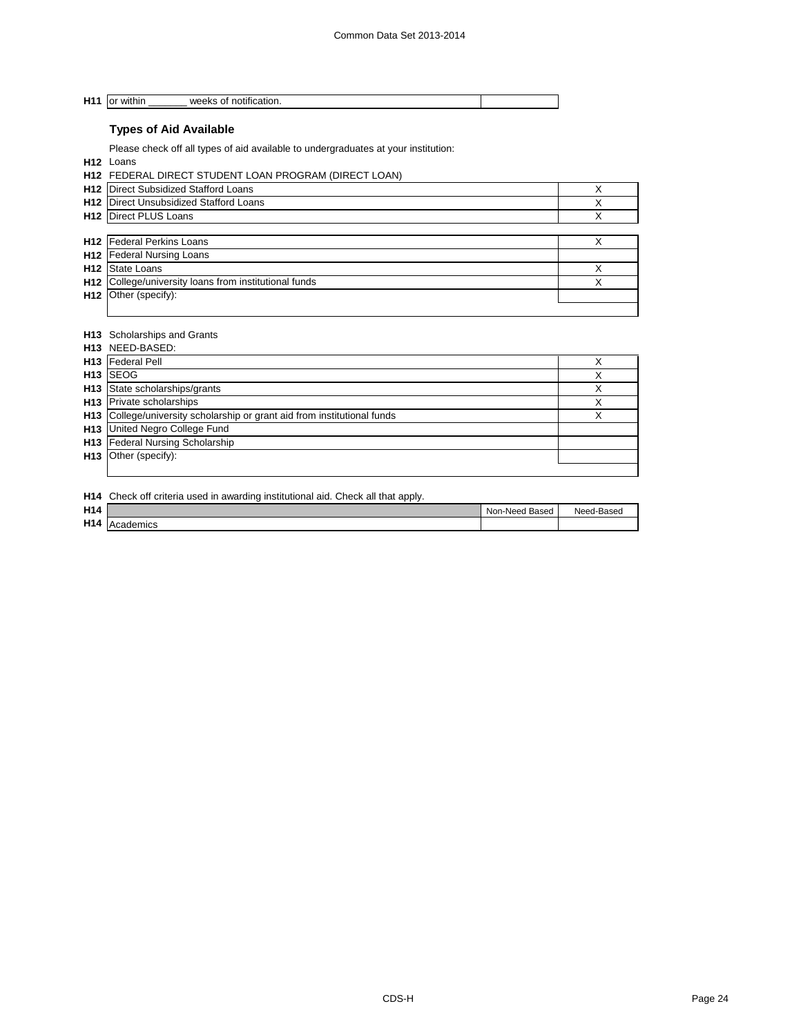| | | |
|---|---|---|
| H11 | or within _______ weeks of notification. | |

## Types of Aid Available

Please check off all types of aid available to undergraduates at your institution:

**H12** Loans

**H12** FEDERAL DIRECT STUDENT LOAN PROGRAM (DIRECT LOAN)

| | | |
|---|---|---|
| H12 | Direct Subsidized Stafford Loans | X |
| H12 | Direct Unsubsidized Stafford Loans | X |
| H12 | Direct PLUS Loans | X |

| | | |
|---|---|---|
| H12 | Federal Perkins Loans | X |
| H12 | Federal Nursing Loans | |
| H12 | State Loans | X |
| H12 | College/university loans from institutional funds | X |
| H12 | Other (specify): | |

**H13** Scholarships and Grants

**H13** NEED-BASED:

| | | |
|---|---|---|
| H13 | Federal Pell | X |
| H13 | SEOG | X |
| H13 | State scholarships/grants | X |
| H13 | Private scholarships | X |
| H13 | College/university scholarship or grant aid from institutional funds | X |
| H13 | United Negro College Fund | |
| H13 | Federal Nursing Scholarship | |
| H13 | Other (specify): | |

**H14** Check off criteria used in awarding institutional aid. Check all that apply.

| | | Non-Need Based | Need-Based |
|---|---|---|---|
| H14 | Academics | | |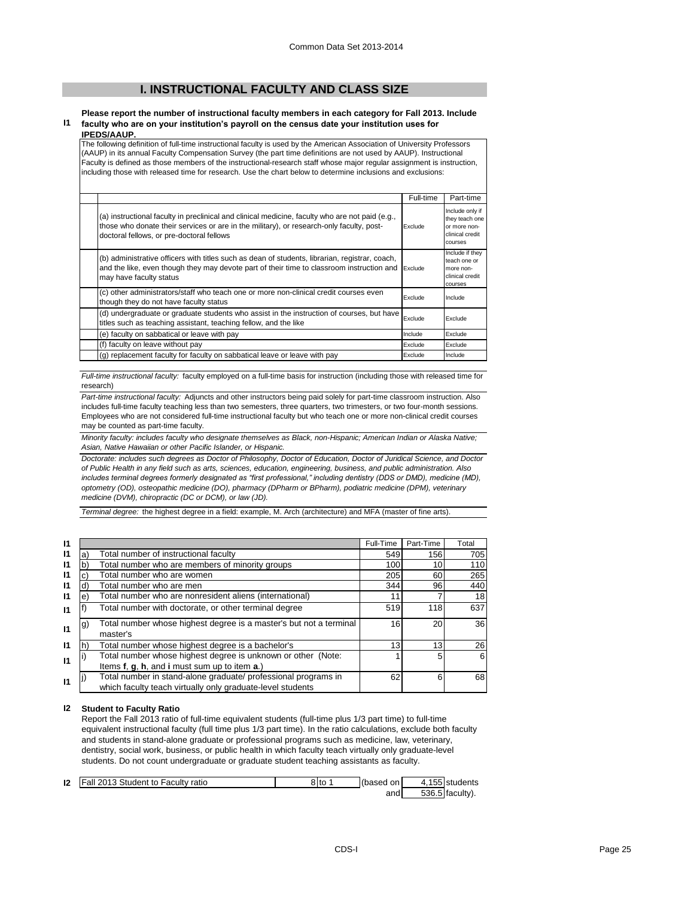## I. INSTRUCTIONAL FACULTY AND CLASS SIZE

**I1** **Please report the number of instructional faculty members in each category for Fall 2013. Include faculty who are on your institution's payroll on the census date your institution uses for IPEDS/AAUP.**

The following definition of full-time instructional faculty is used by the American Association of University Professors (AAUP) in its annual Faculty Compensation Survey (the part time definitions are not used by AAUP). Instructional Faculty is defined as those members of the instructional-research staff whose major regular assignment is instruction, including those with released time for research. Use the chart below to determine inclusions and exclusions:

| | Full-time | Part-time |
|---|---|---|
| (a) instructional faculty in preclinical and clinical medicine, faculty who are not paid (e.g., those who donate their services or are in the military), or research-only faculty, post-doctoral fellows, or pre-doctoral fellows | Exclude | Include only if they teach one or more non-clinical credit courses |
| (b) administrative officers with titles such as dean of students, librarian, registrar, coach, and the like, even though they may devote part of their time to classroom instruction and may have faculty status | Exclude | Include if they teach one or more non-clinical credit courses |
| (c) other administrators/staff who teach one or more non-clinical credit courses even though they do not have faculty status | Exclude | Include |
| (d) undergraduate or graduate students who assist in the instruction of courses, but have titles such as teaching assistant, teaching fellow, and the like | Exclude | Exclude |
| (e) faculty on sabbatical or leave with pay | Include | Exclude |
| (f) faculty on leave without pay | Exclude | Exclude |
| (g) replacement faculty for faculty on sabbatical leave or leave with pay | Exclude | Include |

*Full-time instructional faculty:* faculty employed on a full-time basis for instruction (including those with released time for research)

*Part-time instructional faculty:* Adjuncts and other instructors being paid solely for part-time classroom instruction. Also includes full-time faculty teaching less than two semesters, three quarters, two trimesters, or two four-month sessions. Employees who are not considered full-time instructional faculty but who teach one or more non-clinical credit courses may be counted as part-time faculty.

*Minority faculty: includes faculty who designate themselves as Black, non-Hispanic; American Indian or Alaska Native; Asian, Native Hawaiian or other Pacific Islander, or Hispanic.*

*Doctorate: includes such degrees as Doctor of Philosophy, Doctor of Education, Doctor of Juridical Science, and Doctor of Public Health in any field such as arts, sciences, education, engineering, business, and public administration. Also includes terminal degrees formerly designated as "first professional," including dentistry (DDS or DMD), medicine (MD), optometry (OD), osteopathic medicine (DO), pharmacy (DPharm or BPharm), podiatric medicine (DPM), veterinary medicine (DVM), chiropractic (DC or DCM), or law (JD).*

*Terminal degree:* the highest degree in a field: example, M. Arch (architecture) and MFA (master of fine arts).

| | | | Full-Time | Part-Time | Total |
|---|---|---|---|---|---|
| I1 | a) | Total number of instructional faculty | 549 | 156 | 705 |
| I1 | b) | Total number who are members of minority groups | 100 | 10 | 110 |
| I1 | c) | Total number who are women | 205 | 60 | 265 |
| I1 | d) | Total number who are men | 344 | 96 | 440 |
| I1 | e) | Total number who are nonresident aliens (international) | 11 | 7 | 18 |
| I1 | f) | Total number with doctorate, or other terminal degree | 519 | 118 | 637 |
| I1 | g) | Total number whose highest degree is a master's but not a terminal master's | 16 | 20 | 36 |
| I1 | h) | Total number whose highest degree is a bachelor's | 13 | 13 | 26 |
| I1 | i) | Total number whose highest degree is unknown or other (Note: Items **f**, **g**, **h**, and **i** must sum up to item **a**.) | 1 | 5 | 6 |
| I1 | j) | Total number in stand-alone graduate/ professional programs in which faculty teach virtually only graduate-level students | 62 | 6 | 68 |

**I2** **Student to Faculty Ratio**

Report the Fall 2013 ratio of full-time equivalent students (full-time plus 1/3 part time) to full-time equivalent instructional faculty (full time plus 1/3 part time). In the ratio calculations, exclude both faculty and students in stand-alone graduate or professional programs such as medicine, law, veterinary, dentistry, social work, business, or public health in which faculty teach virtually only graduate-level students. Do not count undergraduate or graduate student teaching assistants as faculty.

| I2 | Fall 2013 Student to Faculty ratio | 8 to 1 | (based on | 4,155 students |
|---|---|---|---|---|
| | | | and | 536.5 faculty). |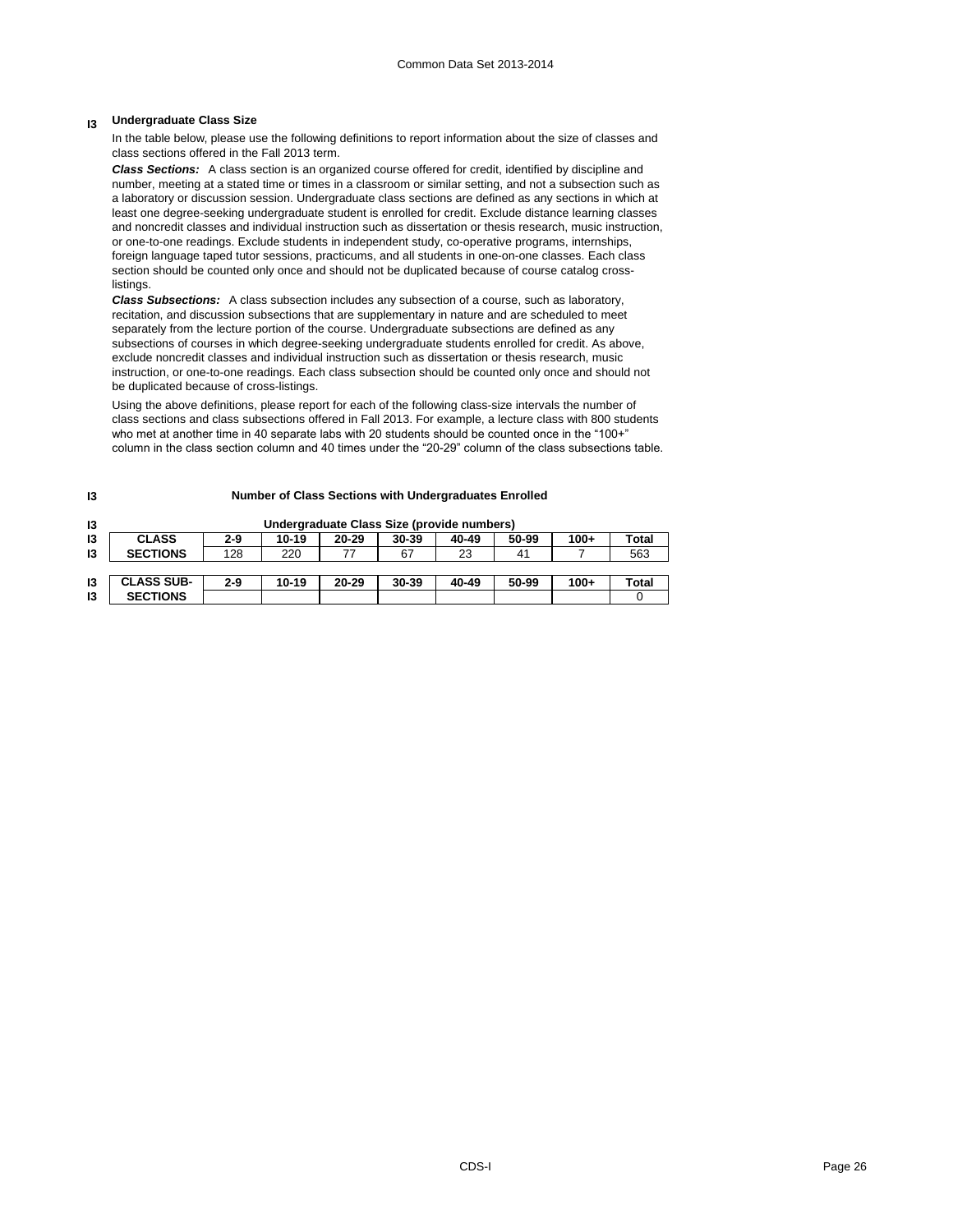## I3 Undergraduate Class Size

In the table below, please use the following definitions to report information about the size of classes and class sections offered in the Fall 2013 term.

***Class Sections:*** A class section is an organized course offered for credit, identified by discipline and number, meeting at a stated time or times in a classroom or similar setting, and not a subsection such as a laboratory or discussion session. Undergraduate class sections are defined as any sections in which at least one degree-seeking undergraduate student is enrolled for credit. Exclude distance learning classes and noncredit classes and individual instruction such as dissertation or thesis research, music instruction, or one-to-one readings. Exclude students in independent study, co-operative programs, internships, foreign language taped tutor sessions, practicums, and all students in one-on-one classes. Each class section should be counted only once and should not be duplicated because of course catalog cross-listings.

***Class Subsections:*** A class subsection includes any subsection of a course, such as laboratory, recitation, and discussion subsections that are supplementary in nature and are scheduled to meet separately from the lecture portion of the course. Undergraduate subsections are defined as any subsections of courses in which degree-seeking undergraduate students enrolled for credit. As above, exclude noncredit classes and individual instruction such as dissertation or thesis research, music instruction, or one-to-one readings. Each class subsection should be counted only once and should not be duplicated because of cross-listings.

Using the above definitions, please report for each of the following class-size intervals the number of class sections and class subsections offered in Fall 2013. For example, a lecture class with 800 students who met at another time in 40 separate labs with 20 students should be counted once in the "100+" column in the class section column and 40 times under the "20-29" column of the class subsections table.

**I3 Number of Class Sections with Undergraduates Enrolled**

**Undergraduate Class Size (provide numbers)**

| | CLASS SECTIONS | 2-9 | 10-19 | 20-29 | 30-39 | 40-49 | 50-99 | 100+ | Total |
|---|---|---|---|---|---|---|---|---|---|
| I3 | CLASS SECTIONS | 128 | 220 | 77 | 67 | 23 | 41 | 7 | 563 |

| | CLASS SUB-SECTIONS | 2-9 | 10-19 | 20-29 | 30-39 | 40-49 | 50-99 | 100+ | Total |
|---|---|---|---|---|---|---|---|---|---|
| I3 | CLASS SUB-SECTIONS | | | | | | | | 0 |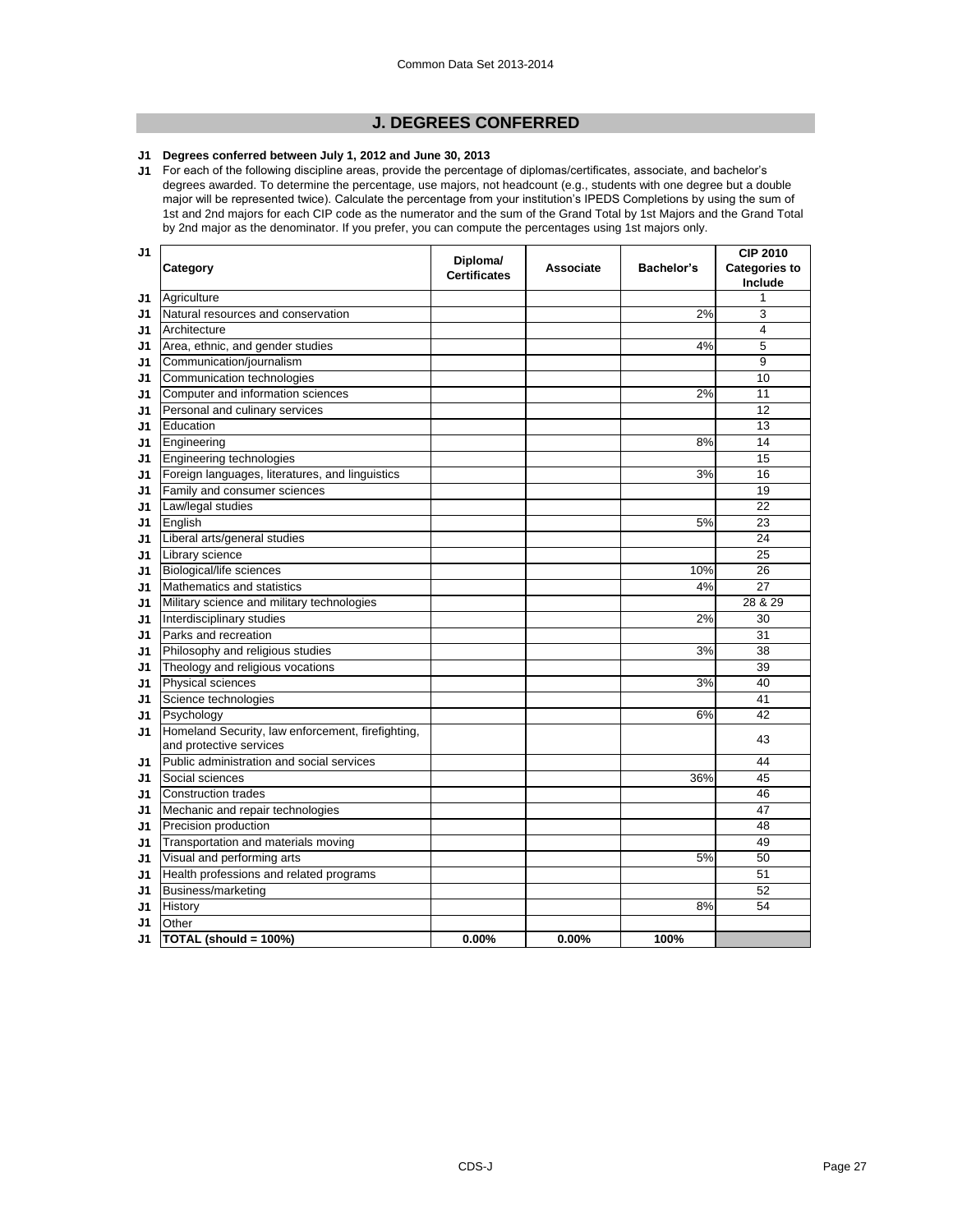## J. DEGREES CONFERRED

**J1 Degrees conferred between July 1, 2012 and June 30, 2013**

J1 For each of the following discipline areas, provide the percentage of diplomas/certificates, associate, and bachelor's degrees awarded. To determine the percentage, use majors, not headcount (e.g., students with one degree but a double major will be represented twice). Calculate the percentage from your institution's IPEDS Completions by using the sum of 1st and 2nd majors for each CIP code as the numerator and the sum of the Grand Total by 1st Majors and the Grand Total by 2nd major as the denominator. If you prefer, you can compute the percentages using 1st majors only.

| | Category | Diploma/ Certificates | Associate | Bachelor's | CIP 2010 Categories to Include |
|---|---|---|---|---|---|
| J1 | Agriculture | | | | 1 |
| J1 | Natural resources and conservation | | | 2% | 3 |
| J1 | Architecture | | | | 4 |
| J1 | Area, ethnic, and gender studies | | | 4% | 5 |
| J1 | Communication/journalism | | | | 9 |
| J1 | Communication technologies | | | | 10 |
| J1 | Computer and information sciences | | | 2% | 11 |
| J1 | Personal and culinary services | | | | 12 |
| J1 | Education | | | | 13 |
| J1 | Engineering | | | 8% | 14 |
| J1 | Engineering technologies | | | | 15 |
| J1 | Foreign languages, literatures, and linguistics | | | 3% | 16 |
| J1 | Family and consumer sciences | | | | 19 |
| J1 | Law/legal studies | | | | 22 |
| J1 | English | | | 5% | 23 |
| J1 | Liberal arts/general studies | | | | 24 |
| J1 | Library science | | | | 25 |
| J1 | Biological/life sciences | | | 10% | 26 |
| J1 | Mathematics and statistics | | | 4% | 27 |
| J1 | Military science and military technologies | | | | 28 & 29 |
| J1 | Interdisciplinary studies | | | 2% | 30 |
| J1 | Parks and recreation | | | | 31 |
| J1 | Philosophy and religious studies | | | 3% | 38 |
| J1 | Theology and religious vocations | | | | 39 |
| J1 | Physical sciences | | | 3% | 40 |
| J1 | Science technologies | | | | 41 |
| J1 | Psychology | | | 6% | 42 |
| J1 | Homeland Security, law enforcement, firefighting, and protective services | | | | 43 |
| J1 | Public administration and social services | | | | 44 |
| J1 | Social sciences | | | 36% | 45 |
| J1 | Construction trades | | | | 46 |
| J1 | Mechanic and repair technologies | | | | 47 |
| J1 | Precision production | | | | 48 |
| J1 | Transportation and materials moving | | | | 49 |
| J1 | Visual and performing arts | | | 5% | 50 |
| J1 | Health professions and related programs | | | | 51 |
| J1 | Business/marketing | | | | 52 |
| J1 | History | | | 8% | 54 |
| J1 | Other | | | | |
| J1 | **TOTAL (should = 100%)** | **0.00%** | **0.00%** | **100%** | |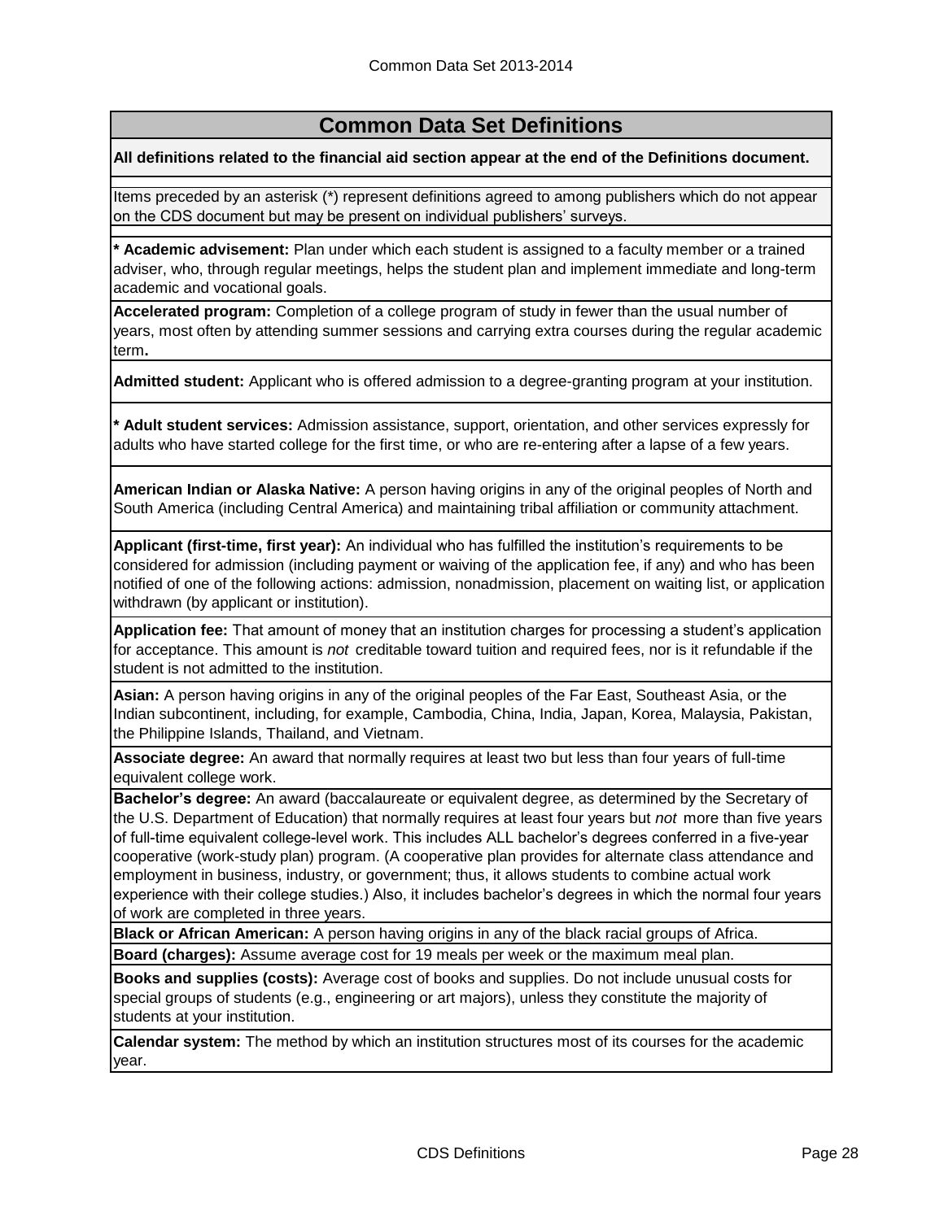# Common Data Set Definitions

**All definitions related to the financial aid section appear at the end of the Definitions document.**

Items preceded by an asterisk (*) represent definitions agreed to among publishers which do not appear on the CDS document but may be present on individual publishers' surveys.

**\* Academic advisement:** Plan under which each student is assigned to a faculty member or a trained adviser, who, through regular meetings, helps the student plan and implement immediate and long-term academic and vocational goals.

**Accelerated program:** Completion of a college program of study in fewer than the usual number of years, most often by attending summer sessions and carrying extra courses during the regular academic term**.**

**Admitted student:** Applicant who is offered admission to a degree-granting program at your institution.

**\* Adult student services:** Admission assistance, support, orientation, and other services expressly for adults who have started college for the first time, or who are re-entering after a lapse of a few years.

**American Indian or Alaska Native:** A person having origins in any of the original peoples of North and South America (including Central America) and maintaining tribal affiliation or community attachment.

**Applicant (first-time, first year):** An individual who has fulfilled the institution's requirements to be considered for admission (including payment or waiving of the application fee, if any) and who has been notified of one of the following actions: admission, nonadmission, placement on waiting list, or application withdrawn (by applicant or institution).

**Application fee:** That amount of money that an institution charges for processing a student's application for acceptance. This amount is *not* creditable toward tuition and required fees, nor is it refundable if the student is not admitted to the institution.

**Asian:** A person having origins in any of the original peoples of the Far East, Southeast Asia, or the Indian subcontinent, including, for example, Cambodia, China, India, Japan, Korea, Malaysia, Pakistan, the Philippine Islands, Thailand, and Vietnam.

**Associate degree:** An award that normally requires at least two but less than four years of full-time equivalent college work.

**Bachelor's degree:** An award (baccalaureate or equivalent degree, as determined by the Secretary of the U.S. Department of Education) that normally requires at least four years but *not* more than five years of full-time equivalent college-level work. This includes ALL bachelor's degrees conferred in a five-year cooperative (work-study plan) program. (A cooperative plan provides for alternate class attendance and employment in business, industry, or government; thus, it allows students to combine actual work experience with their college studies.) Also, it includes bachelor's degrees in which the normal four years of work are completed in three years.

**Black or African American:** A person having origins in any of the black racial groups of Africa.

**Board (charges):** Assume average cost for 19 meals per week or the maximum meal plan.

**Books and supplies (costs):** Average cost of books and supplies. Do not include unusual costs for special groups of students (e.g., engineering or art majors), unless they constitute the majority of students at your institution.

**Calendar system:** The method by which an institution structures most of its courses for the academic year.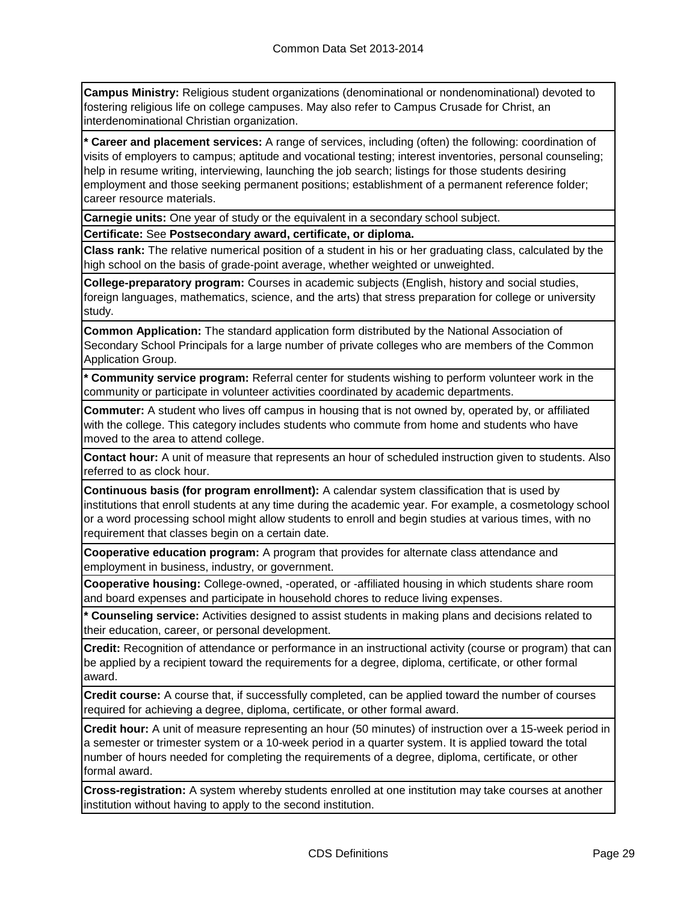**Campus Ministry:** Religious student organizations (denominational or nondenominational) devoted to fostering religious life on college campuses. May also refer to Campus Crusade for Christ, an interdenominational Christian organization.

**\* Career and placement services:** A range of services, including (often) the following: coordination of visits of employers to campus; aptitude and vocational testing; interest inventories, personal counseling; help in resume writing, interviewing, launching the job search; listings for those students desiring employment and those seeking permanent positions; establishment of a permanent reference folder; career resource materials.

**Carnegie units:** One year of study or the equivalent in a secondary school subject.

**Certificate:** See **Postsecondary award, certificate, or diploma.**

**Class rank:** The relative numerical position of a student in his or her graduating class, calculated by the high school on the basis of grade-point average, whether weighted or unweighted.

**College-preparatory program:** Courses in academic subjects (English, history and social studies, foreign languages, mathematics, science, and the arts) that stress preparation for college or university study.

**Common Application:** The standard application form distributed by the National Association of Secondary School Principals for a large number of private colleges who are members of the Common Application Group.

**\* Community service program:** Referral center for students wishing to perform volunteer work in the community or participate in volunteer activities coordinated by academic departments.

**Commuter:** A student who lives off campus in housing that is not owned by, operated by, or affiliated with the college. This category includes students who commute from home and students who have moved to the area to attend college.

**Contact hour:** A unit of measure that represents an hour of scheduled instruction given to students. Also referred to as clock hour.

**Continuous basis (for program enrollment):** A calendar system classification that is used by institutions that enroll students at any time during the academic year. For example, a cosmetology school or a word processing school might allow students to enroll and begin studies at various times, with no requirement that classes begin on a certain date.

**Cooperative education program:** A program that provides for alternate class attendance and employment in business, industry, or government.

**Cooperative housing:** College-owned, -operated, or -affiliated housing in which students share room and board expenses and participate in household chores to reduce living expenses.

**\* Counseling service:** Activities designed to assist students in making plans and decisions related to their education, career, or personal development.

**Credit:** Recognition of attendance or performance in an instructional activity (course or program) that can be applied by a recipient toward the requirements for a degree, diploma, certificate, or other formal award.

**Credit course:** A course that, if successfully completed, can be applied toward the number of courses required for achieving a degree, diploma, certificate, or other formal award.

**Credit hour:** A unit of measure representing an hour (50 minutes) of instruction over a 15-week period in a semester or trimester system or a 10-week period in a quarter system. It is applied toward the total number of hours needed for completing the requirements of a degree, diploma, certificate, or other formal award.

**Cross-registration:** A system whereby students enrolled at one institution may take courses at another institution without having to apply to the second institution.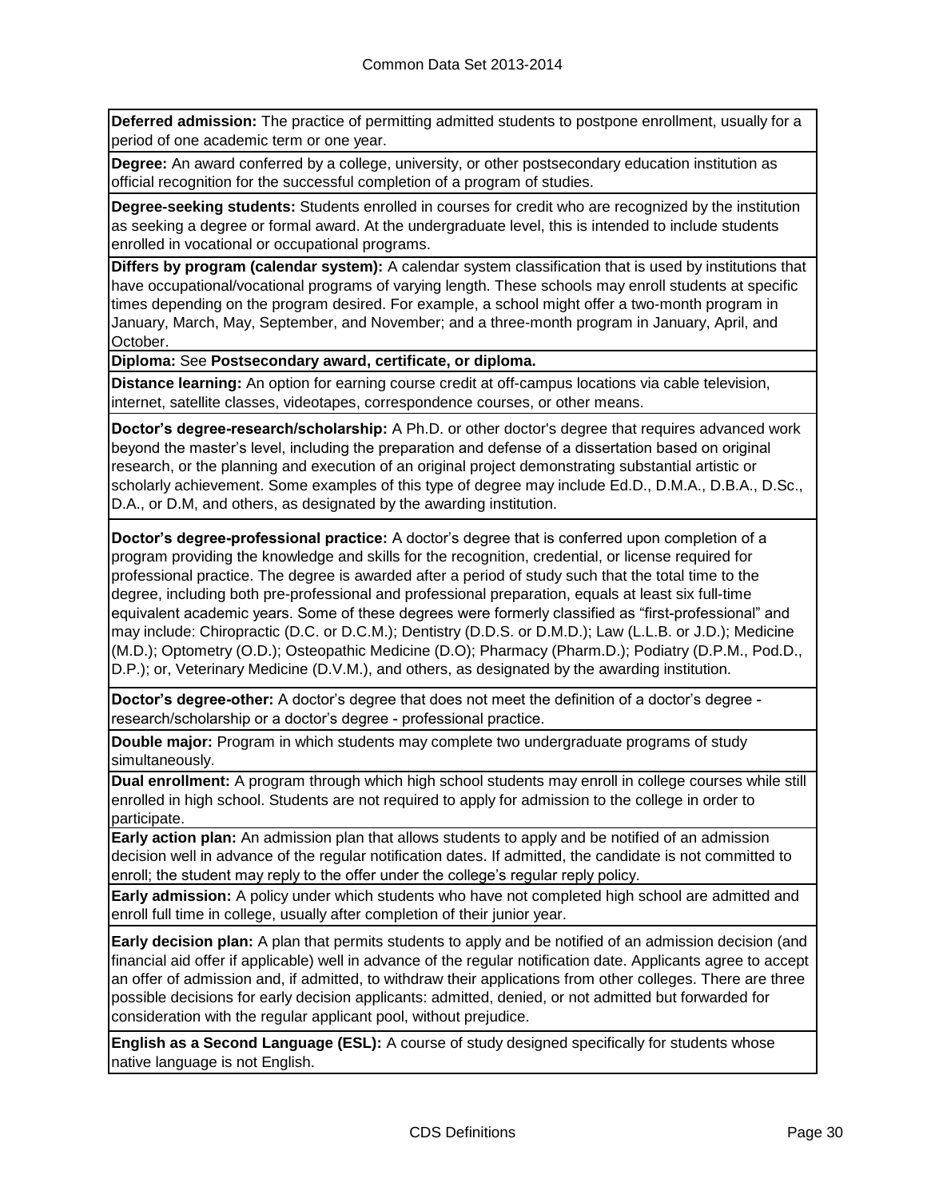**Deferred admission:** The practice of permitting admitted students to postpone enrollment, usually for a period of one academic term or one year.

**Degree:** An award conferred by a college, university, or other postsecondary education institution as official recognition for the successful completion of a program of studies.

**Degree-seeking students:** Students enrolled in courses for credit who are recognized by the institution as seeking a degree or formal award. At the undergraduate level, this is intended to include students enrolled in vocational or occupational programs.

**Differs by program (calendar system):** A calendar system classification that is used by institutions that have occupational/vocational programs of varying length. These schools may enroll students at specific times depending on the program desired. For example, a school might offer a two-month program in January, March, May, September, and November; and a three-month program in January, April, and October.

**Diploma:** See **Postsecondary award, certificate, or diploma.**

**Distance learning:** An option for earning course credit at off-campus locations via cable television, internet, satellite classes, videotapes, correspondence courses, or other means.

**Doctor's degree-research/scholarship:** A Ph.D. or other doctor's degree that requires advanced work beyond the master's level, including the preparation and defense of a dissertation based on original research, or the planning and execution of an original project demonstrating substantial artistic or scholarly achievement. Some examples of this type of degree may include Ed.D., D.M.A., D.B.A., D.Sc., D.A., or D.M, and others, as designated by the awarding institution.

**Doctor's degree-professional practice:** A doctor's degree that is conferred upon completion of a program providing the knowledge and skills for the recognition, credential, or license required for professional practice. The degree is awarded after a period of study such that the total time to the degree, including both pre-professional and professional preparation, equals at least six full-time equivalent academic years. Some of these degrees were formerly classified as "first-professional" and may include: Chiropractic (D.C. or D.C.M.); Dentistry (D.D.S. or D.M.D.); Law (L.L.B. or J.D.); Medicine (M.D.); Optometry (O.D.); Osteopathic Medicine (D.O); Pharmacy (Pharm.D.); Podiatry (D.P.M., Pod.D., D.P.); or, Veterinary Medicine (D.V.M.), and others, as designated by the awarding institution.

**Doctor's degree-other:** A doctor's degree that does not meet the definition of a doctor's degree - research/scholarship or a doctor's degree - professional practice.

**Double major:** Program in which students may complete two undergraduate programs of study simultaneously.

**Dual enrollment:** A program through which high school students may enroll in college courses while still enrolled in high school. Students are not required to apply for admission to the college in order to participate.

**Early action plan:** An admission plan that allows students to apply and be notified of an admission decision well in advance of the regular notification dates. If admitted, the candidate is not committed to enroll; the student may reply to the offer under the college's regular reply policy.

**Early admission:** A policy under which students who have not completed high school are admitted and enroll full time in college, usually after completion of their junior year.

**Early decision plan:** A plan that permits students to apply and be notified of an admission decision (and financial aid offer if applicable) well in advance of the regular notification date. Applicants agree to accept an offer of admission and, if admitted, to withdraw their applications from other colleges. There are three possible decisions for early decision applicants: admitted, denied, or not admitted but forwarded for consideration with the regular applicant pool, without prejudice.

**English as a Second Language (ESL):** A course of study designed specifically for students whose native language is not English.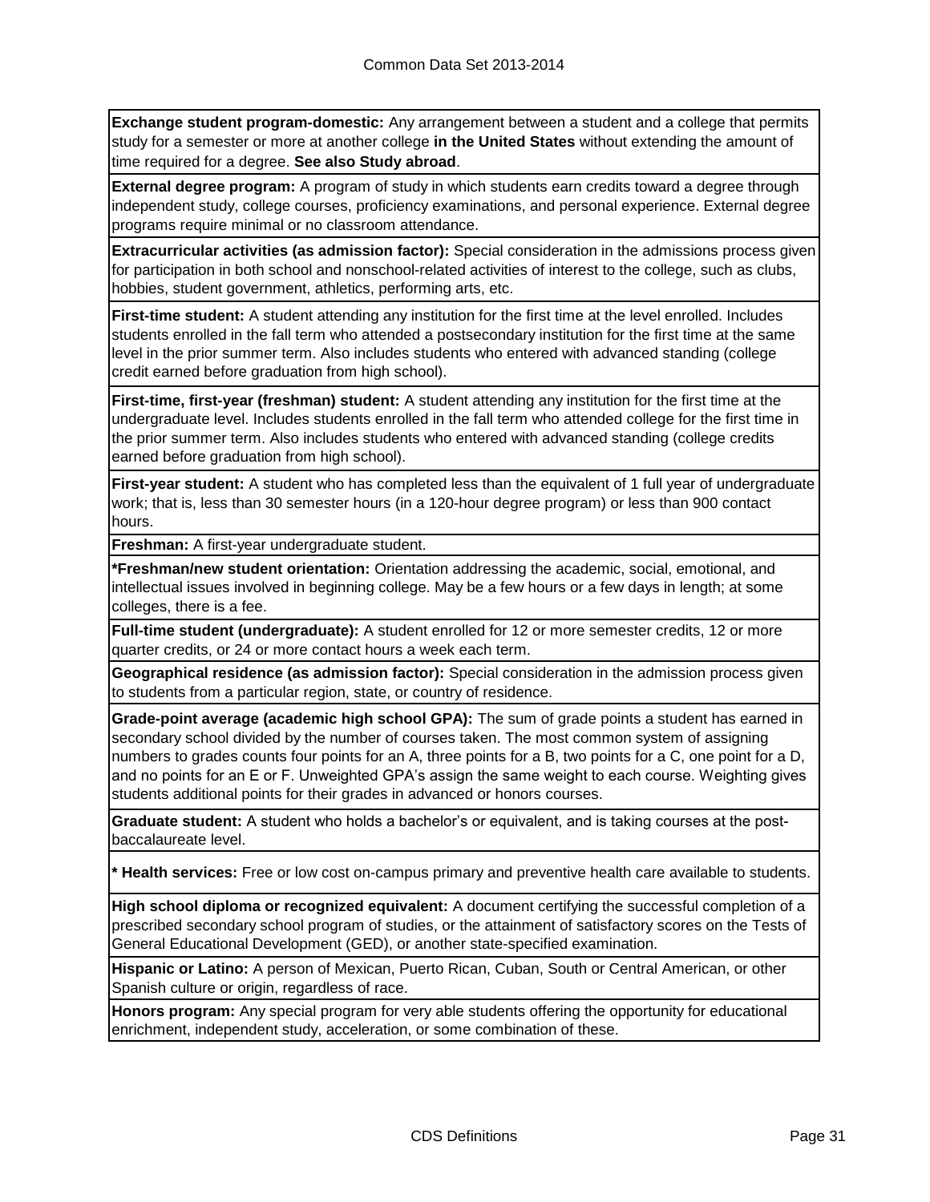**Exchange student program-domestic:** Any arrangement between a student and a college that permits study for a semester or more at another college **in the United States** without extending the amount of time required for a degree. **See also Study abroad**.

**External degree program:** A program of study in which students earn credits toward a degree through independent study, college courses, proficiency examinations, and personal experience. External degree programs require minimal or no classroom attendance.

**Extracurricular activities (as admission factor):** Special consideration in the admissions process given for participation in both school and nonschool-related activities of interest to the college, such as clubs, hobbies, student government, athletics, performing arts, etc.

**First-time student:** A student attending any institution for the first time at the level enrolled. Includes students enrolled in the fall term who attended a postsecondary institution for the first time at the same level in the prior summer term. Also includes students who entered with advanced standing (college credit earned before graduation from high school).

**First-time, first-year (freshman) student:** A student attending any institution for the first time at the undergraduate level. Includes students enrolled in the fall term who attended college for the first time in the prior summer term. Also includes students who entered with advanced standing (college credits earned before graduation from high school).

**First-year student:** A student who has completed less than the equivalent of 1 full year of undergraduate work; that is, less than 30 semester hours (in a 120-hour degree program) or less than 900 contact hours.

**Freshman:** A first-year undergraduate student.

**\*Freshman/new student orientation:** Orientation addressing the academic, social, emotional, and intellectual issues involved in beginning college. May be a few hours or a few days in length; at some colleges, there is a fee.

**Full-time student (undergraduate):** A student enrolled for 12 or more semester credits, 12 or more quarter credits, or 24 or more contact hours a week each term.

**Geographical residence (as admission factor):** Special consideration in the admission process given to students from a particular region, state, or country of residence.

**Grade-point average (academic high school GPA):** The sum of grade points a student has earned in secondary school divided by the number of courses taken. The most common system of assigning numbers to grades counts four points for an A, three points for a B, two points for a C, one point for a D, and no points for an E or F. Unweighted GPA's assign the same weight to each course. Weighting gives students additional points for their grades in advanced or honors courses.

**Graduate student:** A student who holds a bachelor's or equivalent, and is taking courses at the post-baccalaureate level.

**\* Health services:** Free or low cost on-campus primary and preventive health care available to students.

**High school diploma or recognized equivalent:** A document certifying the successful completion of a prescribed secondary school program of studies, or the attainment of satisfactory scores on the Tests of General Educational Development (GED), or another state-specified examination.

**Hispanic or Latino:** A person of Mexican, Puerto Rican, Cuban, South or Central American, or other Spanish culture or origin, regardless of race.

**Honors program:** Any special program for very able students offering the opportunity for educational enrichment, independent study, acceleration, or some combination of these.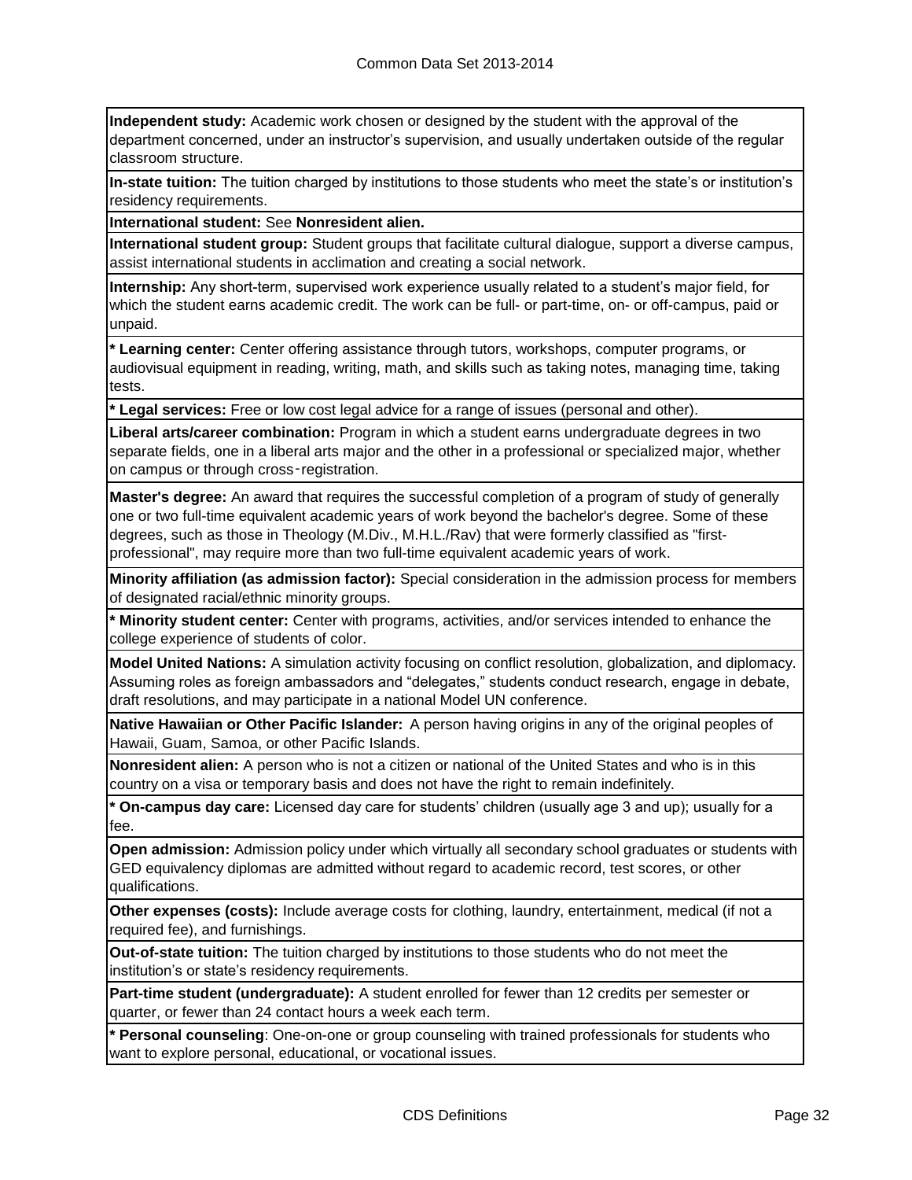**Independent study:** Academic work chosen or designed by the student with the approval of the department concerned, under an instructor's supervision, and usually undertaken outside of the regular classroom structure.

**In-state tuition:** The tuition charged by institutions to those students who meet the state's or institution's residency requirements.

**International student:** See **Nonresident alien.**

**International student group:** Student groups that facilitate cultural dialogue, support a diverse campus, assist international students in acclimation and creating a social network.

**Internship:** Any short-term, supervised work experience usually related to a student's major field, for which the student earns academic credit. The work can be full- or part-time, on- or off-campus, paid or unpaid.

**\* Learning center:** Center offering assistance through tutors, workshops, computer programs, or audiovisual equipment in reading, writing, math, and skills such as taking notes, managing time, taking tests.

**\* Legal services:** Free or low cost legal advice for a range of issues (personal and other).

**Liberal arts/career combination:** Program in which a student earns undergraduate degrees in two separate fields, one in a liberal arts major and the other in a professional or specialized major, whether on campus or through cross‑registration.

**Master's degree:** An award that requires the successful completion of a program of study of generally one or two full-time equivalent academic years of work beyond the bachelor's degree. Some of these degrees, such as those in Theology (M.Div., M.H.L./Rav) that were formerly classified as "first-professional", may require more than two full-time equivalent academic years of work.

**Minority affiliation (as admission factor):** Special consideration in the admission process for members of designated racial/ethnic minority groups.

**\* Minority student center:** Center with programs, activities, and/or services intended to enhance the college experience of students of color.

**Model United Nations:** A simulation activity focusing on conflict resolution, globalization, and diplomacy. Assuming roles as foreign ambassadors and "delegates," students conduct research, engage in debate, draft resolutions, and may participate in a national Model UN conference.

**Native Hawaiian or Other Pacific Islander:** A person having origins in any of the original peoples of Hawaii, Guam, Samoa, or other Pacific Islands.

**Nonresident alien:** A person who is not a citizen or national of the United States and who is in this country on a visa or temporary basis and does not have the right to remain indefinitely.

**\* On-campus day care:** Licensed day care for students' children (usually age 3 and up); usually for a fee.

**Open admission:** Admission policy under which virtually all secondary school graduates or students with GED equivalency diplomas are admitted without regard to academic record, test scores, or other qualifications.

**Other expenses (costs):** Include average costs for clothing, laundry, entertainment, medical (if not a required fee), and furnishings.

**Out-of-state tuition:** The tuition charged by institutions to those students who do not meet the institution's or state's residency requirements.

**Part-time student (undergraduate):** A student enrolled for fewer than 12 credits per semester or quarter, or fewer than 24 contact hours a week each term.

**\* Personal counseling**: One-on-one or group counseling with trained professionals for students who want to explore personal, educational, or vocational issues.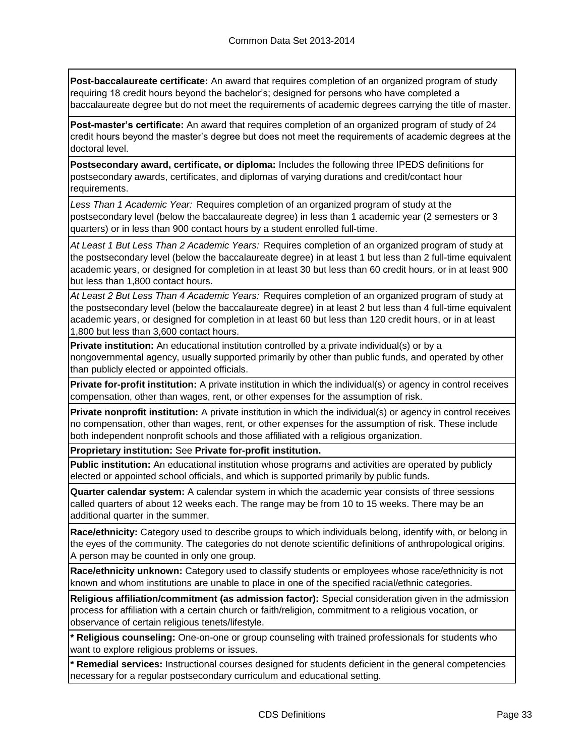**Post-baccalaureate certificate:** An award that requires completion of an organized program of study requiring 18 credit hours beyond the bachelor's; designed for persons who have completed a baccalaureate degree but do not meet the requirements of academic degrees carrying the title of master.

**Post-master's certificate:** An award that requires completion of an organized program of study of 24 credit hours beyond the master's degree but does not meet the requirements of academic degrees at the doctoral level.

**Postsecondary award, certificate, or diploma:** Includes the following three IPEDS definitions for postsecondary awards, certificates, and diplomas of varying durations and credit/contact hour requirements.

*Less Than 1 Academic Year:* Requires completion of an organized program of study at the postsecondary level (below the baccalaureate degree) in less than 1 academic year (2 semesters or 3 quarters) or in less than 900 contact hours by a student enrolled full-time.

*At Least 1 But Less Than 2 Academic Years:* Requires completion of an organized program of study at the postsecondary level (below the baccalaureate degree) in at least 1 but less than 2 full-time equivalent academic years, or designed for completion in at least 30 but less than 60 credit hours, or in at least 900 but less than 1,800 contact hours.

*At Least 2 But Less Than 4 Academic Years:* Requires completion of an organized program of study at the postsecondary level (below the baccalaureate degree) in at least 2 but less than 4 full-time equivalent academic years, or designed for completion in at least 60 but less than 120 credit hours, or in at least 1,800 but less than 3,600 contact hours.

**Private institution:** An educational institution controlled by a private individual(s) or by a nongovernmental agency, usually supported primarily by other than public funds, and operated by other than publicly elected or appointed officials.

**Private for-profit institution:** A private institution in which the individual(s) or agency in control receives compensation, other than wages, rent, or other expenses for the assumption of risk.

**Private nonprofit institution:** A private institution in which the individual(s) or agency in control receives no compensation, other than wages, rent, or other expenses for the assumption of risk. These include both independent nonprofit schools and those affiliated with a religious organization.

**Proprietary institution:** See **Private for-profit institution.**

**Public institution:** An educational institution whose programs and activities are operated by publicly elected or appointed school officials, and which is supported primarily by public funds.

**Quarter calendar system:** A calendar system in which the academic year consists of three sessions called quarters of about 12 weeks each. The range may be from 10 to 15 weeks. There may be an additional quarter in the summer.

**Race/ethnicity:** Category used to describe groups to which individuals belong, identify with, or belong in the eyes of the community. The categories do not denote scientific definitions of anthropological origins. A person may be counted in only one group.

**Race/ethnicity unknown:** Category used to classify students or employees whose race/ethnicity is not known and whom institutions are unable to place in one of the specified racial/ethnic categories.

**Religious affiliation/commitment (as admission factor):** Special consideration given in the admission process for affiliation with a certain church or faith/religion, commitment to a religious vocation, or observance of certain religious tenets/lifestyle.

**\* Religious counseling:** One-on-one or group counseling with trained professionals for students who want to explore religious problems or issues.

**\* Remedial services:** Instructional courses designed for students deficient in the general competencies necessary for a regular postsecondary curriculum and educational setting.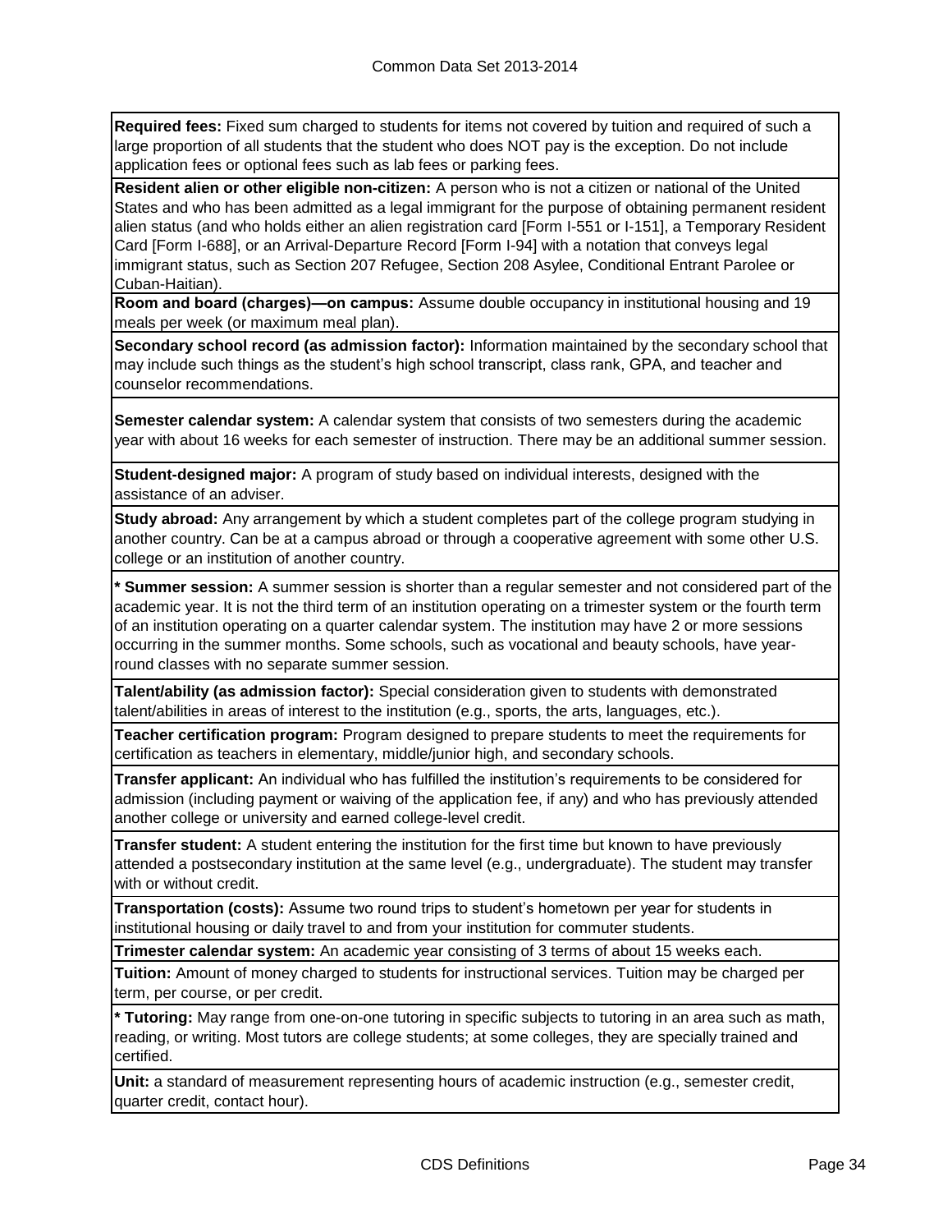**Required fees:** Fixed sum charged to students for items not covered by tuition and required of such a large proportion of all students that the student who does NOT pay is the exception. Do not include application fees or optional fees such as lab fees or parking fees.

**Resident alien or other eligible non-citizen:** A person who is not a citizen or national of the United States and who has been admitted as a legal immigrant for the purpose of obtaining permanent resident alien status (and who holds either an alien registration card [Form I-551 or I-151], a Temporary Resident Card [Form I-688], or an Arrival-Departure Record [Form I-94] with a notation that conveys legal immigrant status, such as Section 207 Refugee, Section 208 Asylee, Conditional Entrant Parolee or Cuban-Haitian).

**Room and board (charges)—on campus:** Assume double occupancy in institutional housing and 19 meals per week (or maximum meal plan).

**Secondary school record (as admission factor):** Information maintained by the secondary school that may include such things as the student's high school transcript, class rank, GPA, and teacher and counselor recommendations.

**Semester calendar system:** A calendar system that consists of two semesters during the academic year with about 16 weeks for each semester of instruction. There may be an additional summer session.

**Student-designed major:** A program of study based on individual interests, designed with the assistance of an adviser.

**Study abroad:** Any arrangement by which a student completes part of the college program studying in another country. Can be at a campus abroad or through a cooperative agreement with some other U.S. college or an institution of another country.

*** Summer session:** A summer session is shorter than a regular semester and not considered part of the academic year. It is not the third term of an institution operating on a trimester system or the fourth term of an institution operating on a quarter calendar system. The institution may have 2 or more sessions occurring in the summer months. Some schools, such as vocational and beauty schools, have year-round classes with no separate summer session.

**Talent/ability (as admission factor):** Special consideration given to students with demonstrated talent/abilities in areas of interest to the institution (e.g., sports, the arts, languages, etc.).

**Teacher certification program:** Program designed to prepare students to meet the requirements for certification as teachers in elementary, middle/junior high, and secondary schools.

**Transfer applicant:** An individual who has fulfilled the institution's requirements to be considered for admission (including payment or waiving of the application fee, if any) and who has previously attended another college or university and earned college-level credit.

**Transfer student:** A student entering the institution for the first time but known to have previously attended a postsecondary institution at the same level (e.g., undergraduate). The student may transfer with or without credit.

**Transportation (costs):** Assume two round trips to student's hometown per year for students in institutional housing or daily travel to and from your institution for commuter students.

**Trimester calendar system:** An academic year consisting of 3 terms of about 15 weeks each.

**Tuition:** Amount of money charged to students for instructional services. Tuition may be charged per term, per course, or per credit.

*** Tutoring:** May range from one-on-one tutoring in specific subjects to tutoring in an area such as math, reading, or writing. Most tutors are college students; at some colleges, they are specially trained and certified.

**Unit:** a standard of measurement representing hours of academic instruction (e.g., semester credit, quarter credit, contact hour).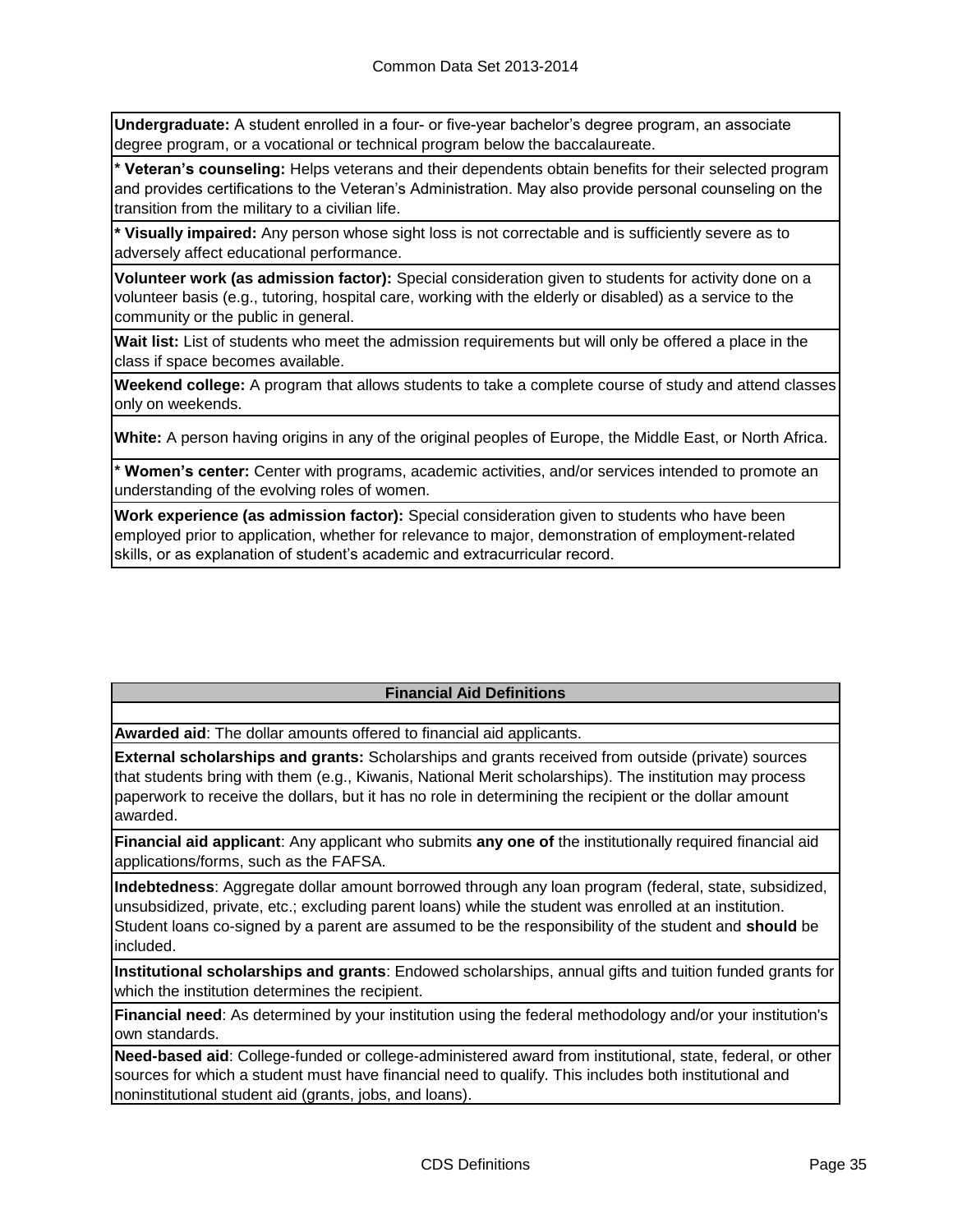**Undergraduate:** A student enrolled in a four- or five-year bachelor's degree program, an associate degree program, or a vocational or technical program below the baccalaureate.

* **Veteran's counseling:** Helps veterans and their dependents obtain benefits for their selected program and provides certifications to the Veteran's Administration. May also provide personal counseling on the transition from the military to a civilian life.

* **Visually impaired:** Any person whose sight loss is not correctable and is sufficiently severe as to adversely affect educational performance.

**Volunteer work (as admission factor):** Special consideration given to students for activity done on a volunteer basis (e.g., tutoring, hospital care, working with the elderly or disabled) as a service to the community or the public in general.

**Wait list:** List of students who meet the admission requirements but will only be offered a place in the class if space becomes available.

**Weekend college:** A program that allows students to take a complete course of study and attend classes only on weekends.

**White:** A person having origins in any of the original peoples of Europe, the Middle East, or North Africa.

* **Women's center:** Center with programs, academic activities, and/or services intended to promote an understanding of the evolving roles of women.

**Work experience (as admission factor):** Special consideration given to students who have been employed prior to application, whether for relevance to major, demonstration of employment-related skills, or as explanation of student's academic and extracurricular record.

## Financial Aid Definitions

**Awarded aid**: The dollar amounts offered to financial aid applicants.

**External scholarships and grants:** Scholarships and grants received from outside (private) sources that students bring with them (e.g., Kiwanis, National Merit scholarships). The institution may process paperwork to receive the dollars, but it has no role in determining the recipient or the dollar amount awarded.

**Financial aid applicant**: Any applicant who submits **any one of** the institutionally required financial aid applications/forms, such as the FAFSA.

**Indebtedness**: Aggregate dollar amount borrowed through any loan program (federal, state, subsidized, unsubsidized, private, etc.; excluding parent loans) while the student was enrolled at an institution. Student loans co-signed by a parent are assumed to be the responsibility of the student and **should** be included.

**Institutional scholarships and grants**: Endowed scholarships, annual gifts and tuition funded grants for which the institution determines the recipient.

**Financial need**: As determined by your institution using the federal methodology and/or your institution's own standards.

**Need-based aid**: College-funded or college-administered award from institutional, state, federal, or other sources for which a student must have financial need to qualify. This includes both institutional and noninstitutional student aid (grants, jobs, and loans).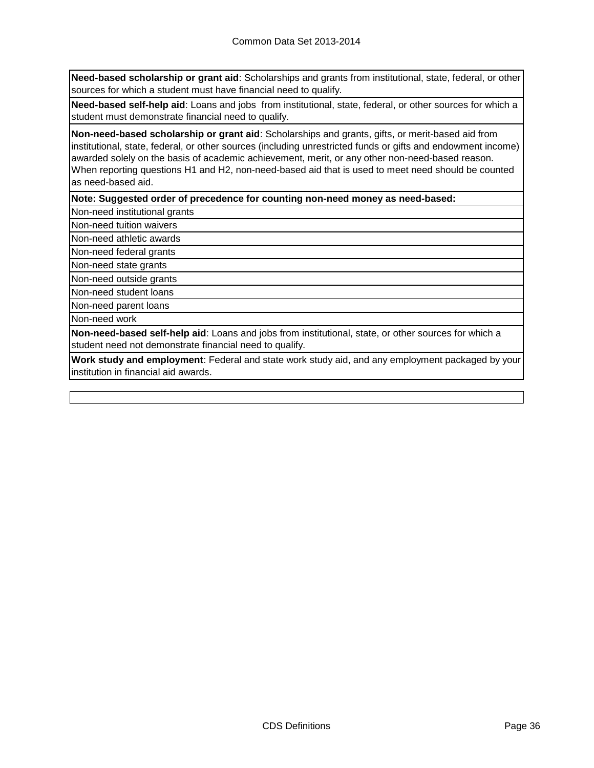**Need-based scholarship or grant aid**: Scholarships and grants from institutional, state, federal, or other sources for which a student must have financial need to qualify.

**Need-based self-help aid**: Loans and jobs from institutional, state, federal, or other sources for which a student must demonstrate financial need to qualify.

**Non-need-based scholarship or grant aid**: Scholarships and grants, gifts, or merit-based aid from institutional, state, federal, or other sources (including unrestricted funds or gifts and endowment income) awarded solely on the basis of academic achievement, merit, or any other non-need-based reason. When reporting questions H1 and H2, non-need-based aid that is used to meet need should be counted as need-based aid.

**Note: Suggested order of precedence for counting non-need money as need-based:**

- Non-need institutional grants
- Non-need tuition waivers
- Non-need athletic awards
- Non-need federal grants
- Non-need state grants
- Non-need outside grants
- Non-need student loans
- Non-need parent loans
- Non-need work

**Non-need-based self-help aid**: Loans and jobs from institutional, state, or other sources for which a student need not demonstrate financial need to qualify.

**Work study and employment**: Federal and state work study aid, and any employment packaged by your institution in financial aid awards.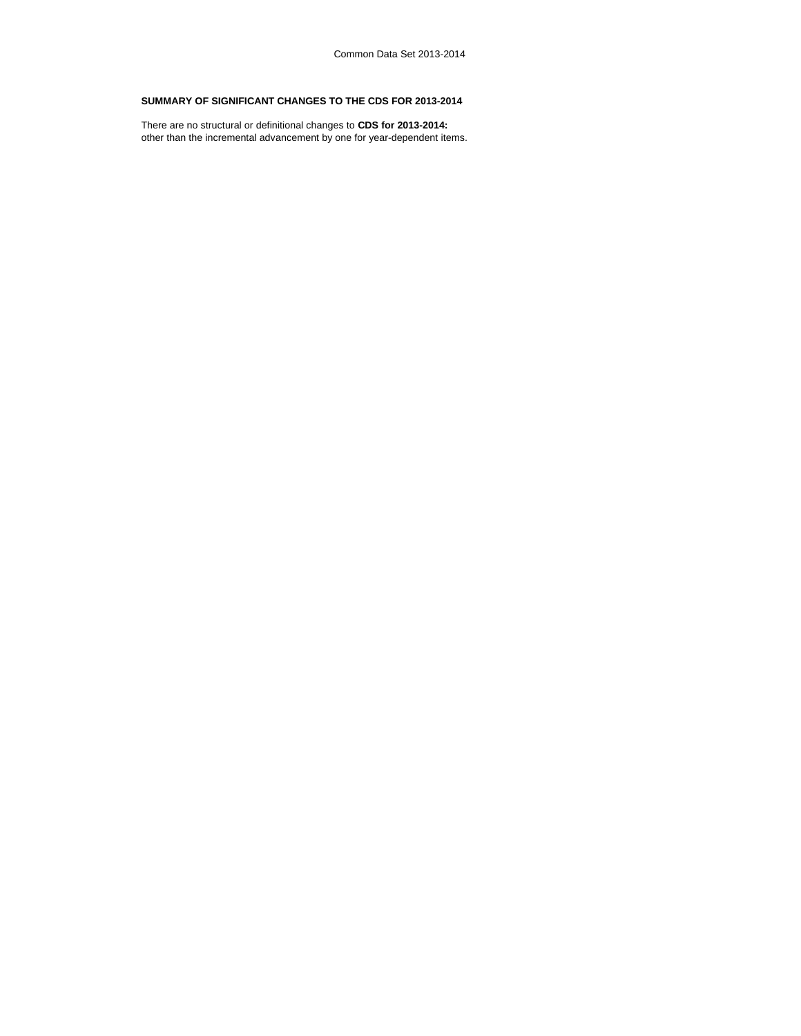**SUMMARY OF SIGNIFICANT CHANGES TO THE CDS FOR 2013-2014**

There are no structural or definitional changes to **CDS for 2013-2014:**
other than the incremental advancement by one for year-dependent items.